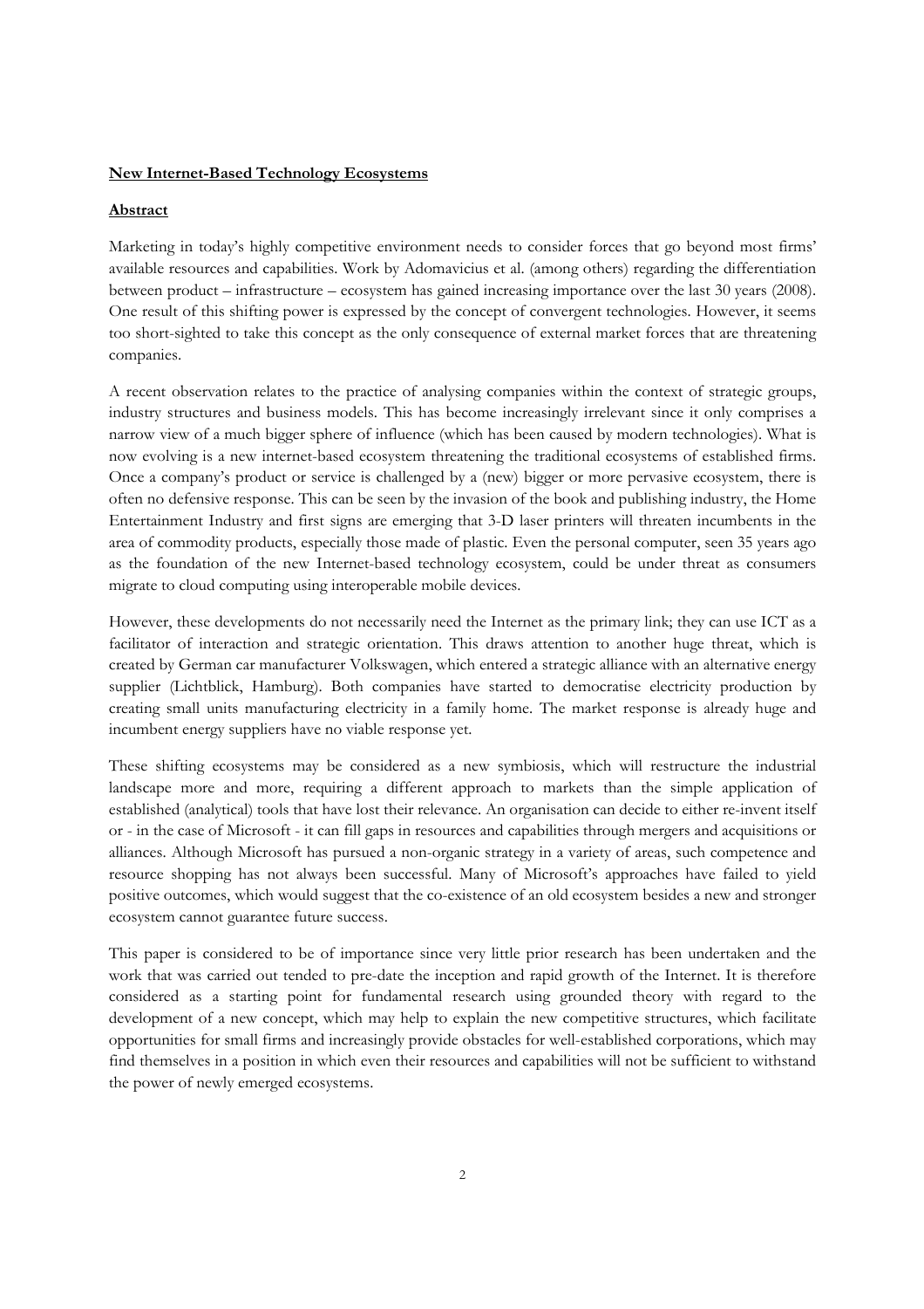**New Internet-Based Technology Ecosystems**

**Abstract**

Marketing in today's highly competitive environment needs to consider forces that go beyond most firms' available resources and capabilities. Work by Adomavicius et al. (among others) regarding the differentiation between product – infrastructure – ecosystem has gained increasing importance over the last 30 years (2008). One result of this shifting power is expressed by the concept of convergent technologies. However, it seems too short-sighted to take this concept as the only consequence of external market forces that are threatening companies.

A recent observation relates to the practice of analysing companies within the context of strategic groups, industry structures and business models. This has become increasingly irrelevant since it only comprises a narrow view of a much bigger sphere of influence (which has been caused by modern technologies). What is now evolving is a new internet-based ecosystem threatening the traditional ecosystems of established firms. Once a company's product or service is challenged by a (new) bigger or more pervasive ecosystem, there is often no defensive response. This can be seen by the invasion of the book and publishing industry, the Home Entertainment Industry and first signs are emerging that 3-D laser printers will threaten incumbents in the area of commodity products, especially those made of plastic. Even the personal computer, seen 35 years ago as the foundation of the new Internet-based technology ecosystem, could be under threat as consumers migrate to cloud computing using interoperable mobile devices.

However, these developments do not necessarily need the Internet as the primary link; they can use ICT as a facilitator of interaction and strategic orientation. This draws attention to another huge threat, which is created by German car manufacturer Volkswagen, which entered a strategic alliance with an alternative energy supplier (Lichtblick, Hamburg). Both companies have started to democratise electricity production by creating small units manufacturing electricity in a family home. The market response is already huge and incumbent energy suppliers have no viable response yet.

These shifting ecosystems may be considered as a new symbiosis, which will restructure the industrial landscape more and more, requiring a different approach to markets than the simple application of established (analytical) tools that have lost their relevance. An organisation can decide to either re-invent itself or - in the case of Microsoft - it can fill gaps in resources and capabilities through mergers and acquisitions or alliances. Although Microsoft has pursued a non-organic strategy in a variety of areas, such competence and resource shopping has not always been successful. Many of Microsoft's approaches have failed to yield positive outcomes, which would suggest that the co-existence of an old ecosystem besides a new and stronger ecosystem cannot guarantee future success.

This paper is considered to be of importance since very little prior research has been undertaken and the work that was carried out tended to pre-date the inception and rapid growth of the Internet. It is therefore considered as a starting point for fundamental research using grounded theory with regard to the development of a new concept, which may help to explain the new competitive structures, which facilitate opportunities for small firms and increasingly provide obstacles for well-established corporations, which may find themselves in a position in which even their resources and capabilities will not be sufficient to withstand the power of newly emerged ecosystems.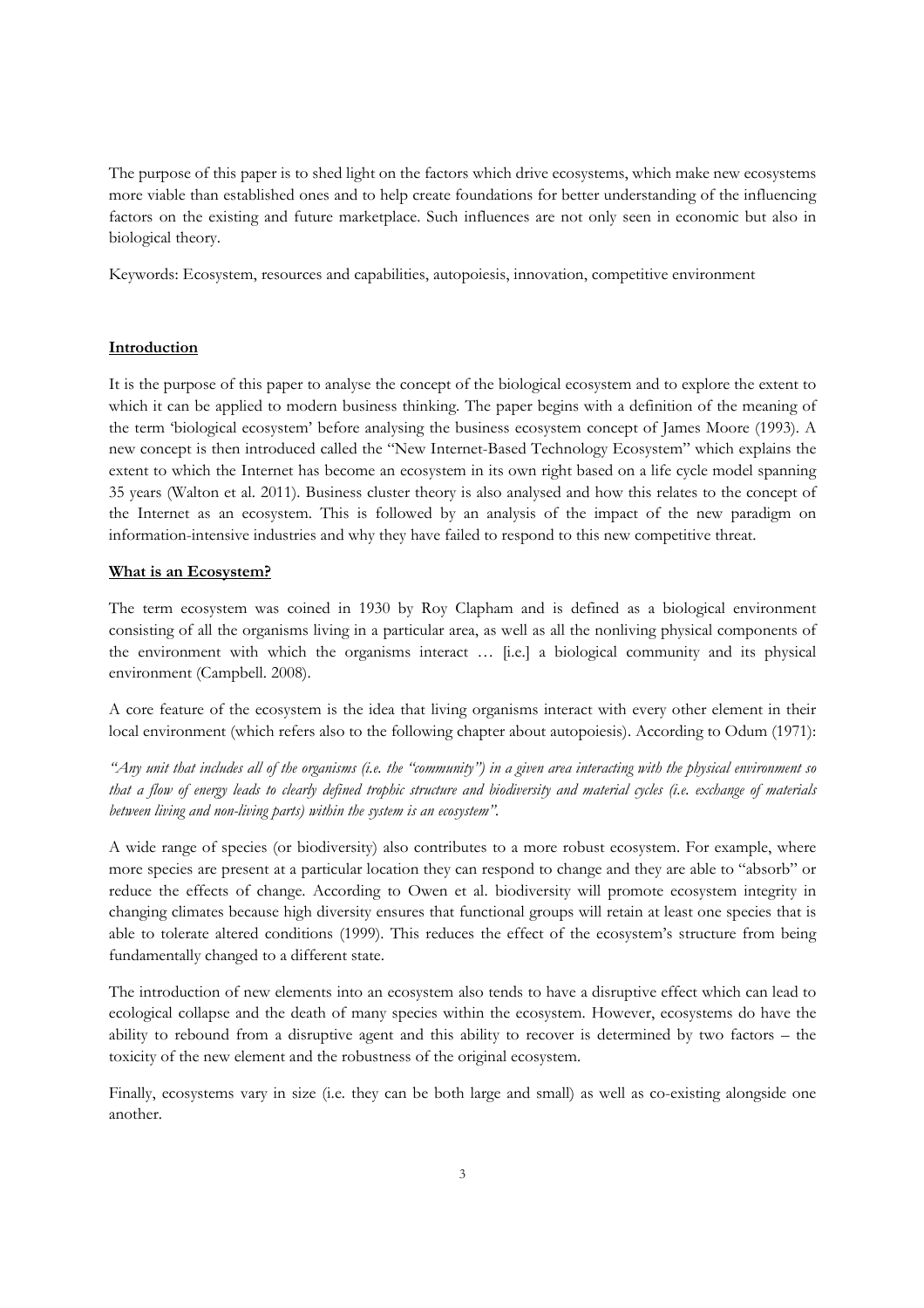The purpose of this paper is to shed light on the factors which drive ecosystems, which make new ecosystems more viable than established ones and to help create foundations for better understanding of the influencing factors on the existing and future marketplace. Such influences are not only seen in economic but also in biological theory.

Keywords: Ecosystem, resources and capabilities, autopoiesis, innovation, competitive environment

## Introduction

It is the purpose of this paper to analyse the concept of the biological ecosystem and to explore the extent to which it can be applied to modern business thinking. The paper begins with a definition of the meaning of the term 'biological ecosystem' before analysing the business ecosystem concept of James Moore (1993). A new concept is then introduced called the "New Internet-Based Technology Ecosystem" which explains the extent to which the Internet has become an ecosystem in its own right based on a life cycle model spanning 35 years (Walton et al. 2011). Business cluster theory is also analysed and how this relates to the concept of the Internet as an ecosystem. This is followed by an analysis of the impact of the new paradigm on information-intensive industries and why they have failed to respond to this new competitive threat.

## What is an Ecosystem?

The term ecosystem was coined in 1930 by Roy Clapham and is defined as a biological environment consisting of all the organisms living in a particular area, as well as all the nonliving physical components of the environment with which the organisms interact … [i.e.] a biological community and its physical environment (Campbell. 2008).

A core feature of the ecosystem is the idea that living organisms interact with every other element in their local environment (which refers also to the following chapter about autopoiesis). According to Odum (1971):

*"Any unit that includes all of the organisms (i.e. the "community") in a given area interacting with the physical environment so that a flow of energy leads to clearly defined trophic structure and biodiversity and material cycles (i.e. exchange of materials between living and non-living parts) within the system is an ecosystem".*

A wide range of species (or biodiversity) also contributes to a more robust ecosystem. For example, where more species are present at a particular location they can respond to change and they are able to "absorb" or reduce the effects of change. According to Owen et al. biodiversity will promote ecosystem integrity in changing climates because high diversity ensures that functional groups will retain at least one species that is able to tolerate altered conditions (1999). This reduces the effect of the ecosystem's structure from being fundamentally changed to a different state.

The introduction of new elements into an ecosystem also tends to have a disruptive effect which can lead to ecological collapse and the death of many species within the ecosystem. However, ecosystems do have the ability to rebound from a disruptive agent and this ability to recover is determined by two factors – the toxicity of the new element and the robustness of the original ecosystem.

Finally, ecosystems vary in size (i.e. they can be both large and small) as well as co-existing alongside one another.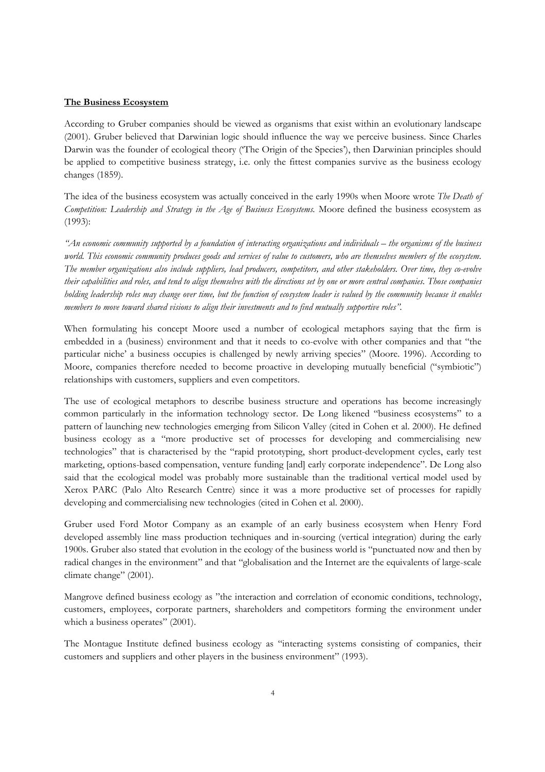**The Business Ecosystem**

According to Gruber companies should be viewed as organisms that exist within an evolutionary landscape (2001). Gruber believed that Darwinian logic should influence the way we perceive business. Since Charles Darwin was the founder of ecological theory ('The Origin of the Species'), then Darwinian principles should be applied to competitive business strategy, i.e. only the fittest companies survive as the business ecology changes (1859).

The idea of the business ecosystem was actually conceived in the early 1990s when Moore wrote *The Death of Competition: Leadership and Strategy in the Age of Business Ecosystems.* Moore defined the business ecosystem as (1993):

*"An economic community supported by a foundation of interacting organizations and individuals – the organisms of the business world. This economic community produces goods and services of value to customers, who are themselves members of the ecosystem. The member organizations also include suppliers, lead producers, competitors, and other stakeholders. Over time, they co-evolve their capabilities and roles, and tend to align themselves with the directions set by one or more central companies. Those companies holding leadership roles may change over time, but the function of ecosystem leader is valued by the community because it enables members to move toward shared visions to align their investments and to find mutually supportive roles".*

When formulating his concept Moore used a number of ecological metaphors saying that the firm is embedded in a (business) environment and that it needs to co-evolve with other companies and that "the particular niche' a business occupies is challenged by newly arriving species" (Moore. 1996). According to Moore, companies therefore needed to become proactive in developing mutually beneficial ("symbiotic") relationships with customers, suppliers and even competitors.

The use of ecological metaphors to describe business structure and operations has become increasingly common particularly in the information technology sector. De Long likened "business ecosystems" to a pattern of launching new technologies emerging from Silicon Valley (cited in Cohen et al. 2000). He defined business ecology as a "more productive set of processes for developing and commercialising new technologies" that is characterised by the "rapid prototyping, short product-development cycles, early test marketing, options-based compensation, venture funding [and] early corporate independence". De Long also said that the ecological model was probably more sustainable than the traditional vertical model used by Xerox PARC (Palo Alto Research Centre) since it was a more productive set of processes for rapidly developing and commercialising new technologies (cited in Cohen et al. 2000).

Gruber used Ford Motor Company as an example of an early business ecosystem when Henry Ford developed assembly line mass production techniques and in-sourcing (vertical integration) during the early 1900s. Gruber also stated that evolution in the ecology of the business world is "punctuated now and then by radical changes in the environment" and that "globalisation and the Internet are the equivalents of large-scale climate change" (2001).

Mangrove defined business ecology as "the interaction and correlation of economic conditions, technology, customers, employees, corporate partners, shareholders and competitors forming the environment under which a business operates" (2001).

The Montague Institute defined business ecology as "interacting systems consisting of companies, their customers and suppliers and other players in the business environment" (1993).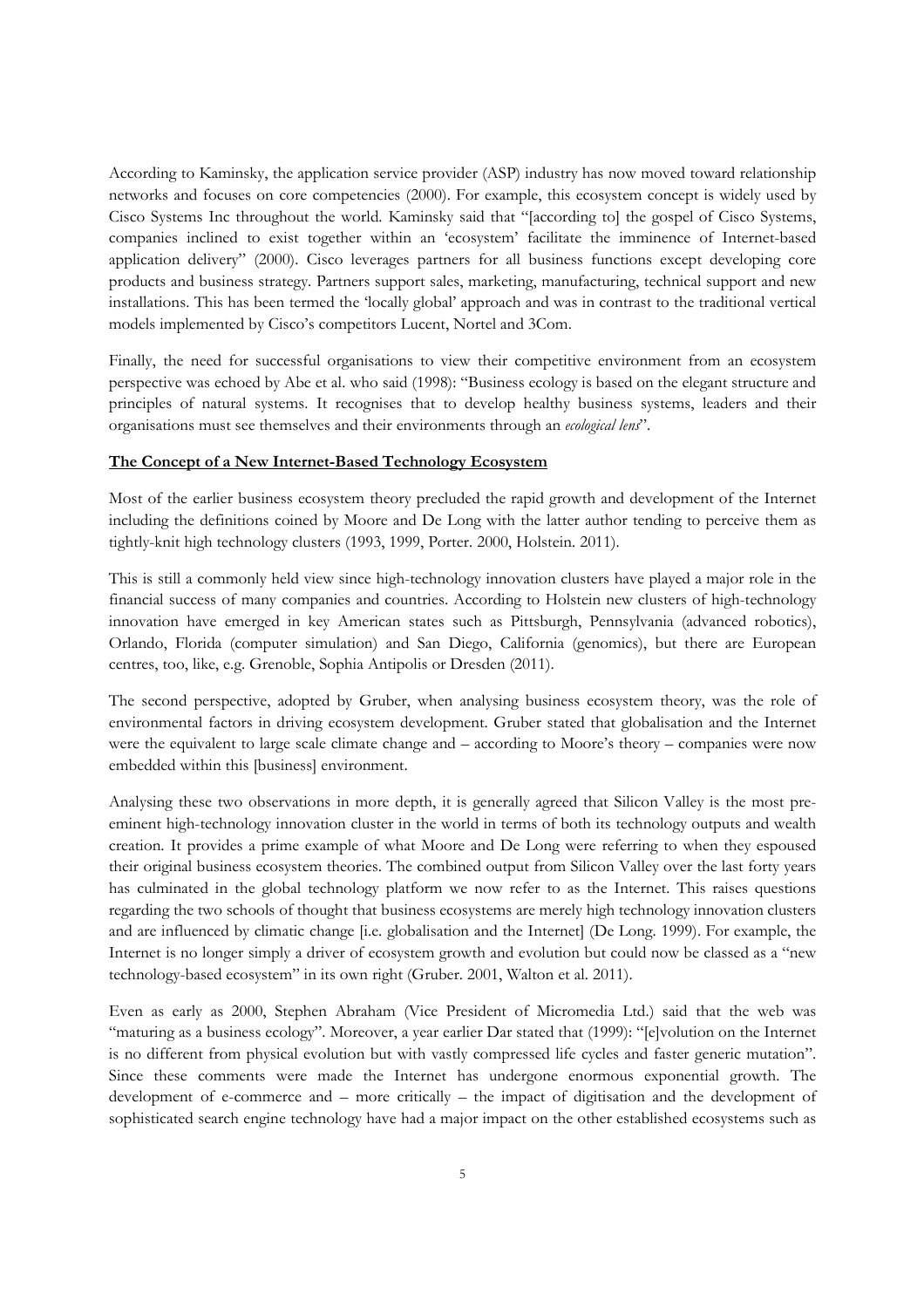According to Kaminsky, the application service provider (ASP) industry has now moved toward relationship networks and focuses on core competencies (2000). For example, this ecosystem concept is widely used by Cisco Systems Inc throughout the world. Kaminsky said that "[according to] the gospel of Cisco Systems, companies inclined to exist together within an 'ecosystem' facilitate the imminence of Internet-based application delivery" (2000). Cisco leverages partners for all business functions except developing core products and business strategy. Partners support sales, marketing, manufacturing, technical support and new installations. This has been termed the 'locally global' approach and was in contrast to the traditional vertical models implemented by Cisco's competitors Lucent, Nortel and 3Com.

Finally, the need for successful organisations to view their competitive environment from an ecosystem perspective was echoed by Abe et al. who said (1998): "Business ecology is based on the elegant structure and principles of natural systems. It recognises that to develop healthy business systems, leaders and their organisations must see themselves and their environments through an *ecological lens*".

**The Concept of a New Internet-Based Technology Ecosystem**

Most of the earlier business ecosystem theory precluded the rapid growth and development of the Internet including the definitions coined by Moore and De Long with the latter author tending to perceive them as tightly-knit high technology clusters (1993, 1999, Porter. 2000, Holstein. 2011).

This is still a commonly held view since high-technology innovation clusters have played a major role in the financial success of many companies and countries. According to Holstein new clusters of high-technology innovation have emerged in key American states such as Pittsburgh, Pennsylvania (advanced robotics), Orlando, Florida (computer simulation) and San Diego, California (genomics), but there are European centres, too, like, e.g. Grenoble, Sophia Antipolis or Dresden (2011).

The second perspective, adopted by Gruber, when analysing business ecosystem theory, was the role of environmental factors in driving ecosystem development. Gruber stated that globalisation and the Internet were the equivalent to large scale climate change and – according to Moore's theory – companies were now embedded within this [business] environment.

Analysing these two observations in more depth, it is generally agreed that Silicon Valley is the most pre-eminent high-technology innovation cluster in the world in terms of both its technology outputs and wealth creation. It provides a prime example of what Moore and De Long were referring to when they espoused their original business ecosystem theories. The combined output from Silicon Valley over the last forty years has culminated in the global technology platform we now refer to as the Internet. This raises questions regarding the two schools of thought that business ecosystems are merely high technology innovation clusters and are influenced by climatic change [i.e. globalisation and the Internet] (De Long. 1999). For example, the Internet is no longer simply a driver of ecosystem growth and evolution but could now be classed as a "new technology-based ecosystem" in its own right (Gruber. 2001, Walton et al. 2011).

Even as early as 2000, Stephen Abraham (Vice President of Micromedia Ltd.) said that the web was "maturing as a business ecology". Moreover, a year earlier Dar stated that (1999): "[e]volution on the Internet is no different from physical evolution but with vastly compressed life cycles and faster generic mutation". Since these comments were made the Internet has undergone enormous exponential growth. The development of e-commerce and – more critically – the impact of digitisation and the development of sophisticated search engine technology have had a major impact on the other established ecosystems such as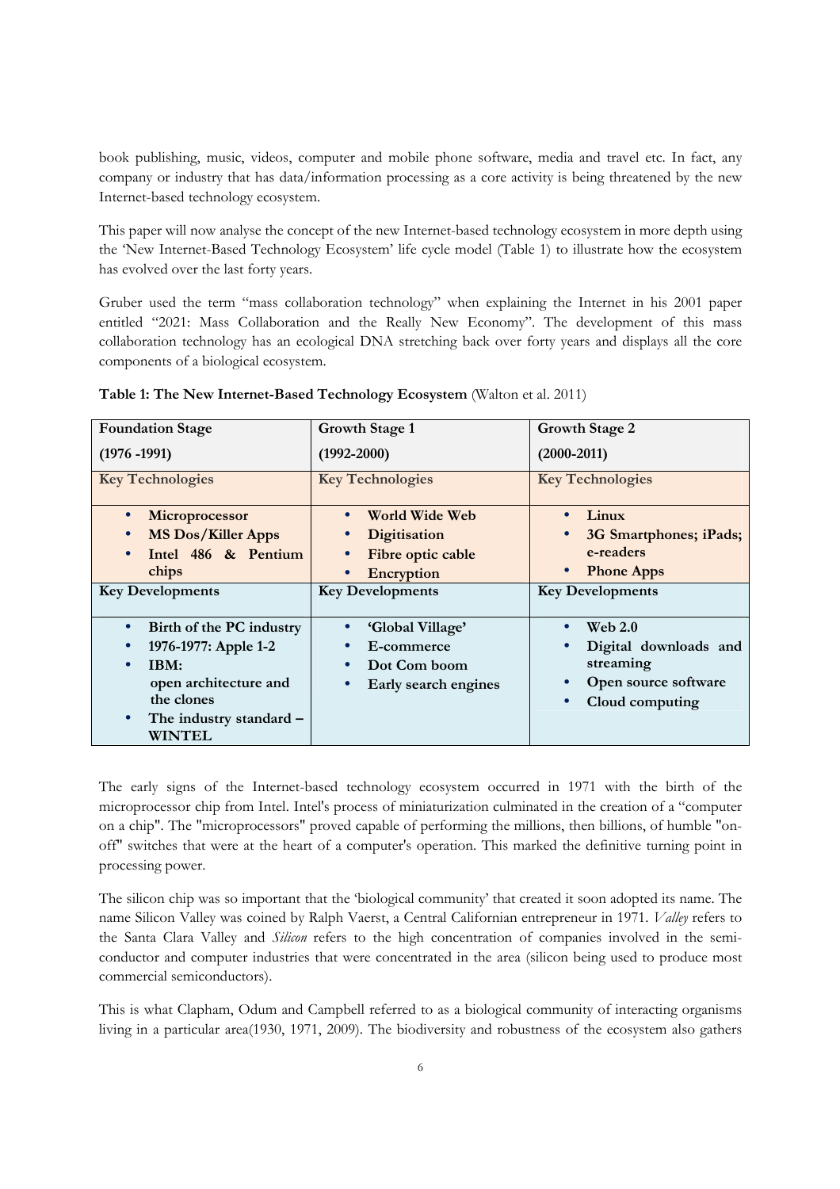book publishing, music, videos, computer and mobile phone software, media and travel etc. In fact, any company or industry that has data/information processing as a core activity is being threatened by the new Internet-based technology ecosystem.

This paper will now analyse the concept of the new Internet-based technology ecosystem in more depth using the 'New Internet-Based Technology Ecosystem' life cycle model (Table 1) to illustrate how the ecosystem has evolved over the last forty years.

Gruber used the term "mass collaboration technology" when explaining the Internet in his 2001 paper entitled "2021: Mass Collaboration and the Really New Economy". The development of this mass collaboration technology has an ecological DNA stretching back over forty years and displays all the core components of a biological ecosystem.

**Table 1: The New Internet-Based Technology Ecosystem** (Walton et al. 2011)

| **Foundation Stage (1976 -1991)** | **Growth Stage 1 (1992-2000)** | **Growth Stage 2 (2000-2011)** |
| --- | --- | --- |
| **Key Technologies** | **Key Technologies** | **Key Technologies** |
| • **Microprocessor**<br>• **MS Dos/Killer Apps**<br>• **Intel 486 & Pentium chips** | • **World Wide Web**<br>• **Digitisation**<br>• **Fibre optic cable**<br>• **Encryption** | • **Linux**<br>• **3G Smartphones; iPads; e-readers**<br>• **Phone Apps** |
| **Key Developments** | **Key Developments** | **Key Developments** |
| • **Birth of the PC industry**<br>• **1976-1977: Apple 1-2**<br>• **IBM: open architecture and the clones**<br>• **The industry standard – WINTEL** | • **'Global Village'**<br>• **E-commerce**<br>• **Dot Com boom**<br>• **Early search engines** | • **Web 2.0**<br>• **Digital downloads and streaming**<br>• **Open source software**<br>• **Cloud computing** |

The early signs of the Internet-based technology ecosystem occurred in 1971 with the birth of the microprocessor chip from Intel. Intel's process of miniaturization culminated in the creation of a "computer on a chip". The "microprocessors" proved capable of performing the millions, then billions, of humble "on-off" switches that were at the heart of a computer's operation. This marked the definitive turning point in processing power.

The silicon chip was so important that the 'biological community' that created it soon adopted its name. The name Silicon Valley was coined by Ralph Vaerst, a Central Californian entrepreneur in 1971. *Valley* refers to the Santa Clara Valley and *Silicon* refers to the high concentration of companies involved in the semi-conductor and computer industries that were concentrated in the area (silicon being used to produce most commercial semiconductors).

This is what Clapham, Odum and Campbell referred to as a biological community of interacting organisms living in a particular area(1930, 1971, 2009). The biodiversity and robustness of the ecosystem also gathers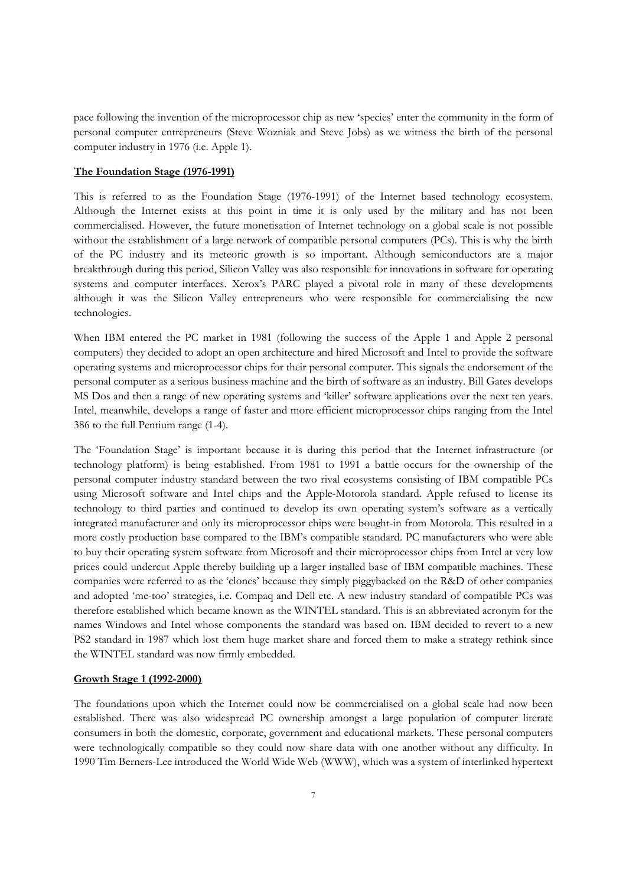pace following the invention of the microprocessor chip as new 'species' enter the community in the form of personal computer entrepreneurs (Steve Wozniak and Steve Jobs) as we witness the birth of the personal computer industry in 1976 (i.e. Apple 1).

**The Foundation Stage (1976-1991)**

This is referred to as the Foundation Stage (1976-1991) of the Internet based technology ecosystem. Although the Internet exists at this point in time it is only used by the military and has not been commercialised. However, the future monetisation of Internet technology on a global scale is not possible without the establishment of a large network of compatible personal computers (PCs). This is why the birth of the PC industry and its meteoric growth is so important. Although semiconductors are a major breakthrough during this period, Silicon Valley was also responsible for innovations in software for operating systems and computer interfaces. Xerox's PARC played a pivotal role in many of these developments although it was the Silicon Valley entrepreneurs who were responsible for commercialising the new technologies.

When IBM entered the PC market in 1981 (following the success of the Apple 1 and Apple 2 personal computers) they decided to adopt an open architecture and hired Microsoft and Intel to provide the software operating systems and microprocessor chips for their personal computer. This signals the endorsement of the personal computer as a serious business machine and the birth of software as an industry. Bill Gates develops MS Dos and then a range of new operating systems and 'killer' software applications over the next ten years. Intel, meanwhile, develops a range of faster and more efficient microprocessor chips ranging from the Intel 386 to the full Pentium range (1-4).

The 'Foundation Stage' is important because it is during this period that the Internet infrastructure (or technology platform) is being established. From 1981 to 1991 a battle occurs for the ownership of the personal computer industry standard between the two rival ecosystems consisting of IBM compatible PCs using Microsoft software and Intel chips and the Apple-Motorola standard. Apple refused to license its technology to third parties and continued to develop its own operating system's software as a vertically integrated manufacturer and only its microprocessor chips were bought-in from Motorola. This resulted in a more costly production base compared to the IBM's compatible standard. PC manufacturers who were able to buy their operating system software from Microsoft and their microprocessor chips from Intel at very low prices could undercut Apple thereby building up a larger installed base of IBM compatible machines. These companies were referred to as the 'clones' because they simply piggybacked on the R&D of other companies and adopted 'me-too' strategies, i.e. Compaq and Dell etc. A new industry standard of compatible PCs was therefore established which became known as the WINTEL standard. This is an abbreviated acronym for the names Windows and Intel whose components the standard was based on. IBM decided to revert to a new PS2 standard in 1987 which lost them huge market share and forced them to make a strategy rethink since the WINTEL standard was now firmly embedded.

**Growth Stage 1 (1992-2000)**

The foundations upon which the Internet could now be commercialised on a global scale had now been established. There was also widespread PC ownership amongst a large population of computer literate consumers in both the domestic, corporate, government and educational markets. These personal computers were technologically compatible so they could now share data with one another without any difficulty. In 1990 Tim Berners-Lee introduced the World Wide Web (WWW), which was a system of interlinked hypertext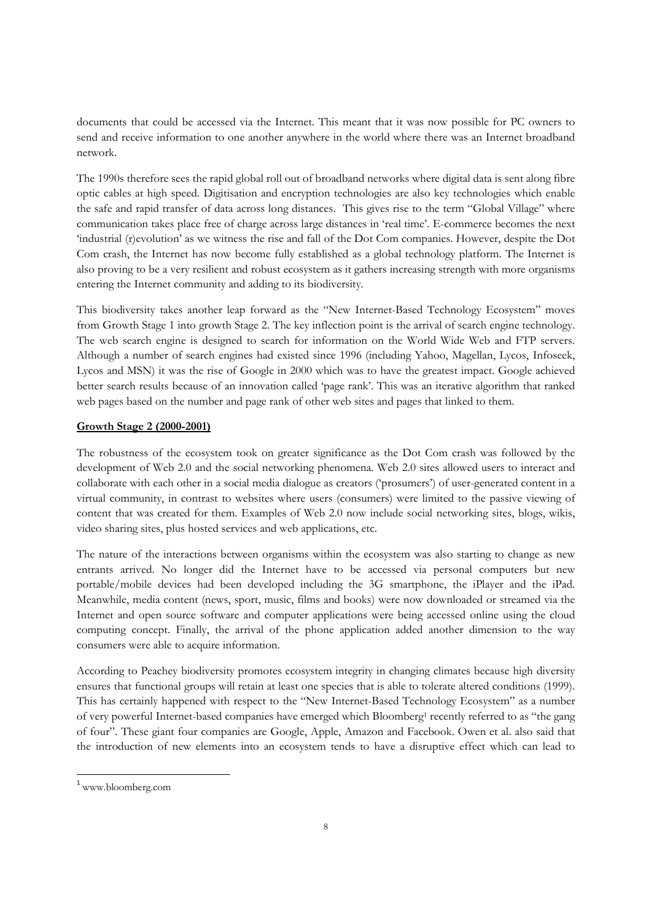documents that could be accessed via the Internet. This meant that it was now possible for PC owners to send and receive information to one another anywhere in the world where there was an Internet broadband network.

The 1990s therefore sees the rapid global roll out of broadband networks where digital data is sent along fibre optic cables at high speed. Digitisation and encryption technologies are also key technologies which enable the safe and rapid transfer of data across long distances. This gives rise to the term "Global Village" where communication takes place free of charge across large distances in 'real time'. E-commerce becomes the next 'industrial (r)evolution' as we witness the rise and fall of the Dot Com companies. However, despite the Dot Com crash, the Internet has now become fully established as a global technology platform. The Internet is also proving to be a very resilient and robust ecosystem as it gathers increasing strength with more organisms entering the Internet community and adding to its biodiversity.

This biodiversity takes another leap forward as the "New Internet-Based Technology Ecosystem" moves from Growth Stage 1 into growth Stage 2. The key inflection point is the arrival of search engine technology. The web search engine is designed to search for information on the World Wide Web and FTP servers. Although a number of search engines had existed since 1996 (including Yahoo, Magellan, Lycos, Infoseek, Lycos and MSN) it was the rise of Google in 2000 which was to have the greatest impact. Google achieved better search results because of an innovation called 'page rank'. This was an iterative algorithm that ranked web pages based on the number and page rank of other web sites and pages that linked to them.

## Growth Stage 2 (2000-2001)

The robustness of the ecosystem took on greater significance as the Dot Com crash was followed by the development of Web 2.0 and the social networking phenomena. Web 2.0 sites allowed users to interact and collaborate with each other in a social media dialogue as creators ('prosumers') of user-generated content in a virtual community, in contrast to websites where users (consumers) were limited to the passive viewing of content that was created for them. Examples of Web 2.0 now include social networking sites, blogs, wikis, video sharing sites, plus hosted services and web applications, etc.

The nature of the interactions between organisms within the ecosystem was also starting to change as new entrants arrived. No longer did the Internet have to be accessed via personal computers but new portable/mobile devices had been developed including the 3G smartphone, the iPlayer and the iPad. Meanwhile, media content (news, sport, music, films and books) were now downloaded or streamed via the Internet and open source software and computer applications were being accessed online using the cloud computing concept. Finally, the arrival of the phone application added another dimension to the way consumers were able to acquire information.

According to Peachey biodiversity promotes ecosystem integrity in changing climates because high diversity ensures that functional groups will retain at least one species that is able to tolerate altered conditions (1999). This has certainly happened with respect to the "New Internet-Based Technology Ecosystem" as a number of very powerful Internet-based companies have emerged which Bloomberg[1] recently referred to as "the gang of four". These giant four companies are Google, Apple, Amazon and Facebook. Owen et al. also said that the introduction of new elements into an ecosystem tends to have a disruptive effect which can lead to

---

[1] www.bloomberg.com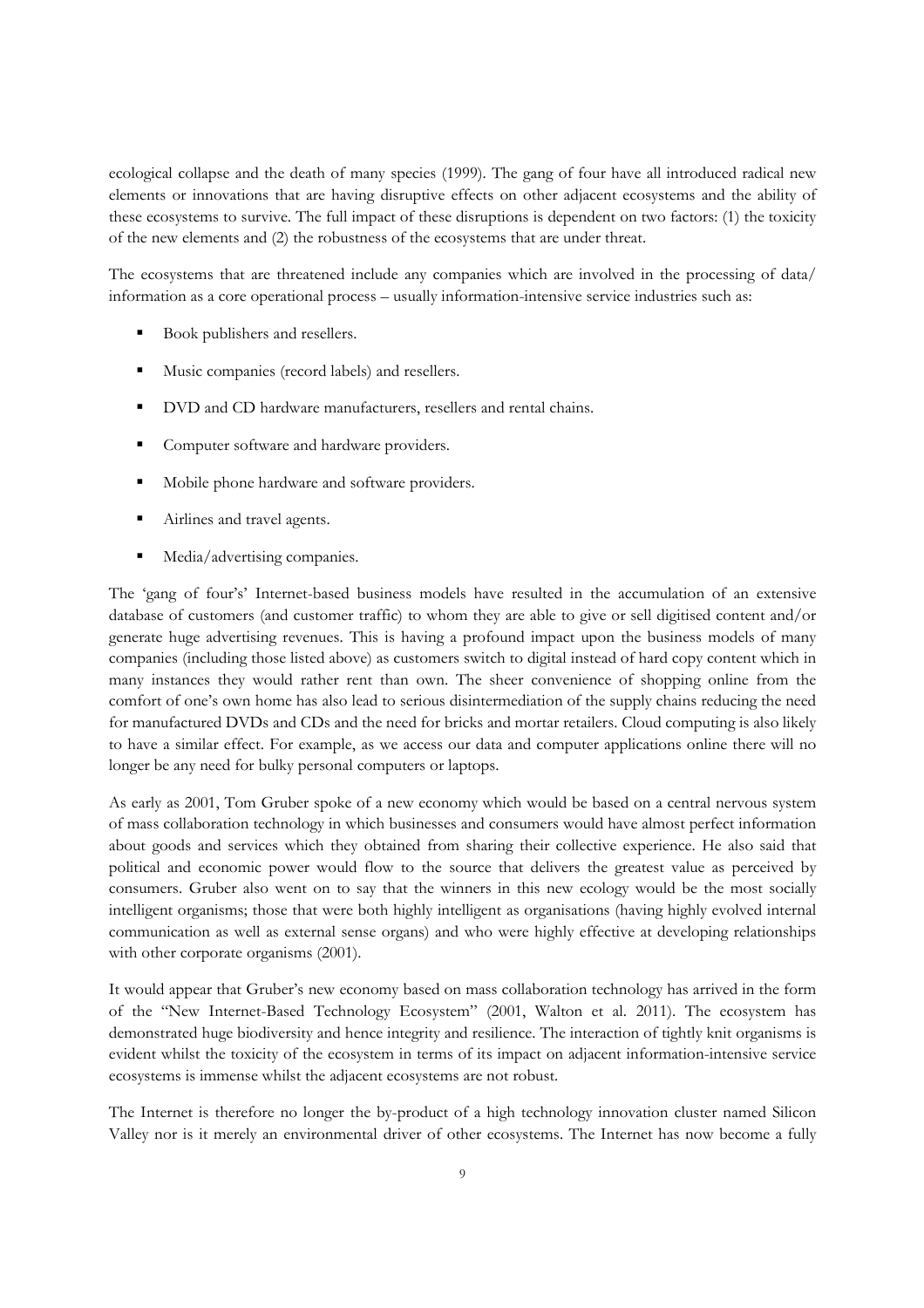ecological collapse and the death of many species (1999). The gang of four have all introduced radical new elements or innovations that are having disruptive effects on other adjacent ecosystems and the ability of these ecosystems to survive. The full impact of these disruptions is dependent on two factors: (1) the toxicity of the new elements and (2) the robustness of the ecosystems that are under threat.

The ecosystems that are threatened include any companies which are involved in the processing of data/ information as a core operational process – usually information-intensive service industries such as:

- Book publishers and resellers.
- Music companies (record labels) and resellers.
- DVD and CD hardware manufacturers, resellers and rental chains.
- Computer software and hardware providers.
- Mobile phone hardware and software providers.
- Airlines and travel agents.
- Media/advertising companies.

The 'gang of four's' Internet-based business models have resulted in the accumulation of an extensive database of customers (and customer traffic) to whom they are able to give or sell digitised content and/or generate huge advertising revenues. This is having a profound impact upon the business models of many companies (including those listed above) as customers switch to digital instead of hard copy content which in many instances they would rather rent than own. The sheer convenience of shopping online from the comfort of one's own home has also lead to serious disintermediation of the supply chains reducing the need for manufactured DVDs and CDs and the need for bricks and mortar retailers. Cloud computing is also likely to have a similar effect. For example, as we access our data and computer applications online there will no longer be any need for bulky personal computers or laptops.

As early as 2001, Tom Gruber spoke of a new economy which would be based on a central nervous system of mass collaboration technology in which businesses and consumers would have almost perfect information about goods and services which they obtained from sharing their collective experience. He also said that political and economic power would flow to the source that delivers the greatest value as perceived by consumers. Gruber also went on to say that the winners in this new ecology would be the most socially intelligent organisms; those that were both highly intelligent as organisations (having highly evolved internal communication as well as external sense organs) and who were highly effective at developing relationships with other corporate organisms (2001).

It would appear that Gruber's new economy based on mass collaboration technology has arrived in the form of the "New Internet-Based Technology Ecosystem" (2001, Walton et al. 2011). The ecosystem has demonstrated huge biodiversity and hence integrity and resilience. The interaction of tightly knit organisms is evident whilst the toxicity of the ecosystem in terms of its impact on adjacent information-intensive service ecosystems is immense whilst the adjacent ecosystems are not robust.

The Internet is therefore no longer the by-product of a high technology innovation cluster named Silicon Valley nor is it merely an environmental driver of other ecosystems. The Internet has now become a fully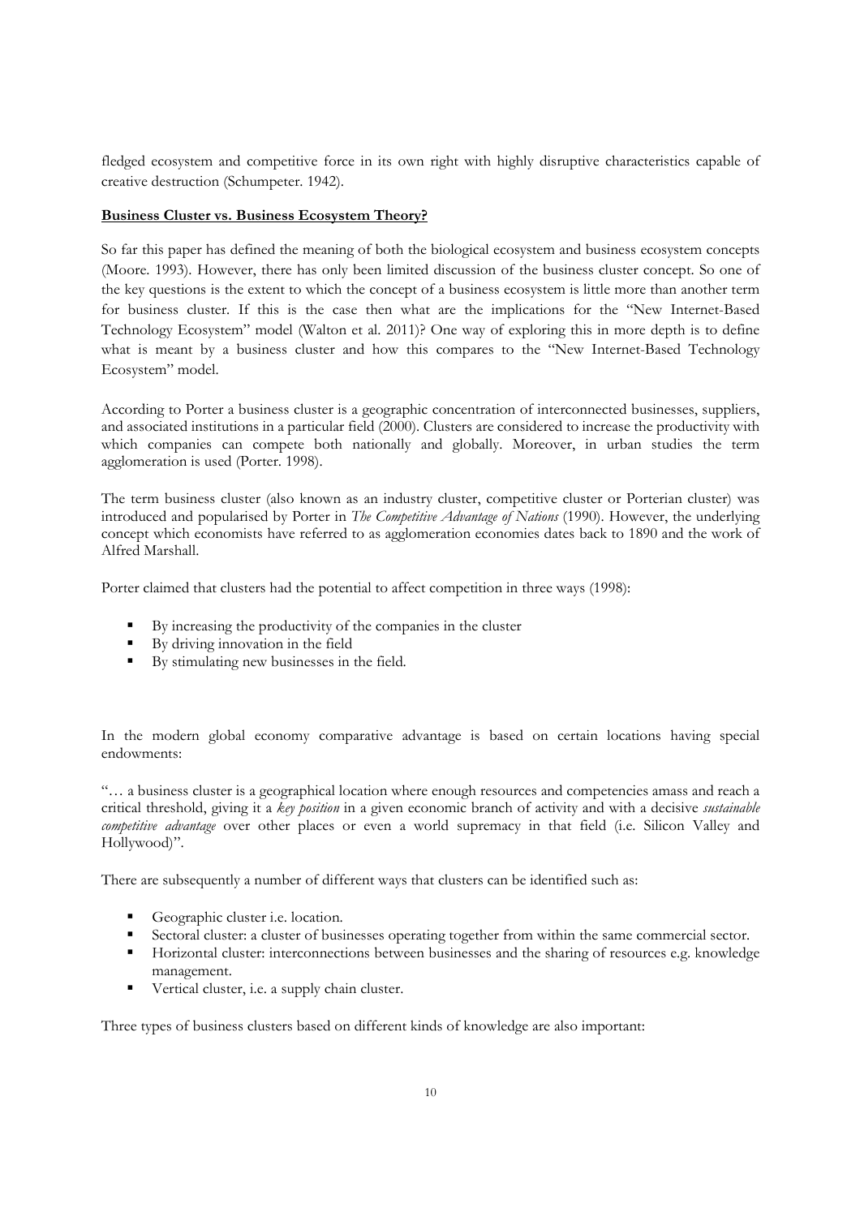fledged ecosystem and competitive force in its own right with highly disruptive characteristics capable of creative destruction (Schumpeter. 1942).

**Business Cluster vs. Business Ecosystem Theory?**

So far this paper has defined the meaning of both the biological ecosystem and business ecosystem concepts (Moore. 1993). However, there has only been limited discussion of the business cluster concept. So one of the key questions is the extent to which the concept of a business ecosystem is little more than another term for business cluster. If this is the case then what are the implications for the "New Internet-Based Technology Ecosystem" model (Walton et al. 2011)? One way of exploring this in more depth is to define what is meant by a business cluster and how this compares to the "New Internet-Based Technology Ecosystem" model.

According to Porter a business cluster is a geographic concentration of interconnected businesses, suppliers, and associated institutions in a particular field (2000). Clusters are considered to increase the productivity with which companies can compete both nationally and globally. Moreover, in urban studies the term agglomeration is used (Porter. 1998).

The term business cluster (also known as an industry cluster, competitive cluster or Porterian cluster) was introduced and popularised by Porter in *The Competitive Advantage of Nations* (1990). However, the underlying concept which economists have referred to as agglomeration economies dates back to 1890 and the work of Alfred Marshall.

Porter claimed that clusters had the potential to affect competition in three ways (1998):

- By increasing the productivity of the companies in the cluster
- By driving innovation in the field
- By stimulating new businesses in the field.

In the modern global economy comparative advantage is based on certain locations having special endowments:

"… a business cluster is a geographical location where enough resources and competencies amass and reach a critical threshold, giving it a *key position* in a given economic branch of activity and with a decisive *sustainable competitive advantage* over other places or even a world supremacy in that field (i.e. Silicon Valley and Hollywood)".

There are subsequently a number of different ways that clusters can be identified such as:

- Geographic cluster i.e. location.
- Sectoral cluster: a cluster of businesses operating together from within the same commercial sector.
- Horizontal cluster: interconnections between businesses and the sharing of resources e.g. knowledge management.
- Vertical cluster, i.e. a supply chain cluster.

Three types of business clusters based on different kinds of knowledge are also important: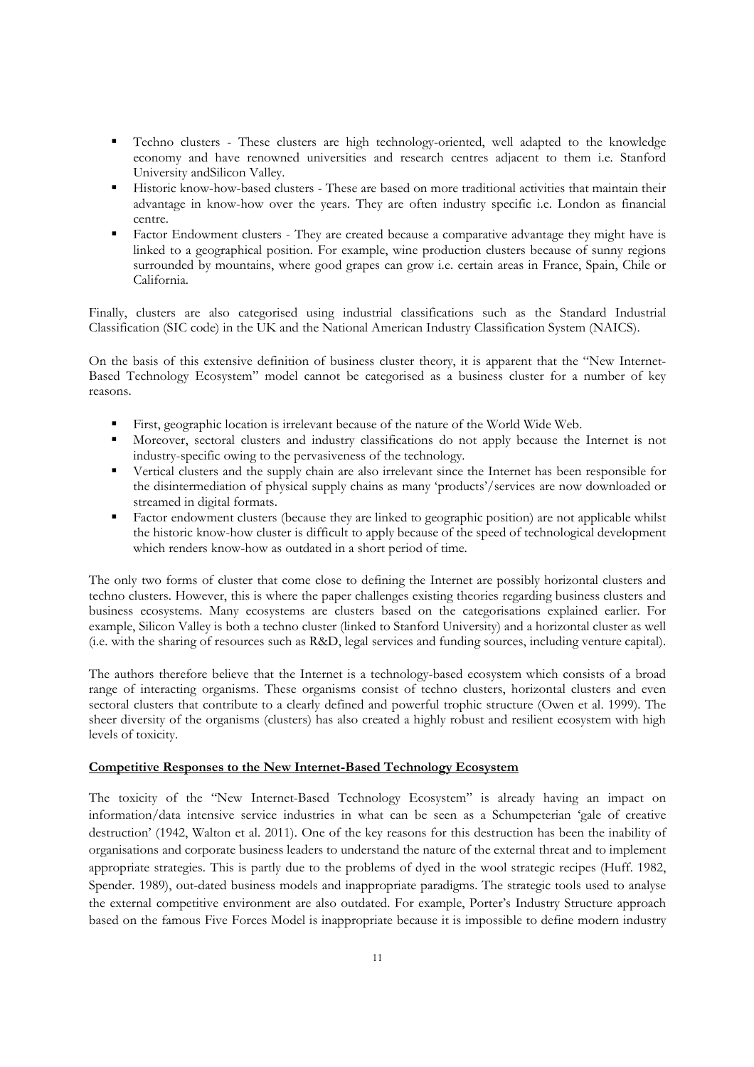- Techno clusters - These clusters are high technology-oriented, well adapted to the knowledge economy and have renowned universities and research centres adjacent to them i.e. Stanford University andSilicon Valley.
- Historic know-how-based clusters - These are based on more traditional activities that maintain their advantage in know-how over the years. They are often industry specific i.e. London as financial centre.
- Factor Endowment clusters - They are created because a comparative advantage they might have is linked to a geographical position. For example, wine production clusters because of sunny regions surrounded by mountains, where good grapes can grow i.e. certain areas in France, Spain, Chile or California.

Finally, clusters are also categorised using industrial classifications such as the Standard Industrial Classification (SIC code) in the UK and the National American Industry Classification System (NAICS).

On the basis of this extensive definition of business cluster theory, it is apparent that the "New Internet-Based Technology Ecosystem" model cannot be categorised as a business cluster for a number of key reasons.

- First, geographic location is irrelevant because of the nature of the World Wide Web.
- Moreover, sectoral clusters and industry classifications do not apply because the Internet is not industry-specific owing to the pervasiveness of the technology.
- Vertical clusters and the supply chain are also irrelevant since the Internet has been responsible for the disintermediation of physical supply chains as many 'products'/services are now downloaded or streamed in digital formats.
- Factor endowment clusters (because they are linked to geographic position) are not applicable whilst the historic know-how cluster is difficult to apply because of the speed of technological development which renders know-how as outdated in a short period of time.

The only two forms of cluster that come close to defining the Internet are possibly horizontal clusters and techno clusters. However, this is where the paper challenges existing theories regarding business clusters and business ecosystems. Many ecosystems are clusters based on the categorisations explained earlier. For example, Silicon Valley is both a techno cluster (linked to Stanford University) and a horizontal cluster as well (i.e. with the sharing of resources such as R&D, legal services and funding sources, including venture capital).

The authors therefore believe that the Internet is a technology-based ecosystem which consists of a broad range of interacting organisms. These organisms consist of techno clusters, horizontal clusters and even sectoral clusters that contribute to a clearly defined and powerful trophic structure (Owen et al. 1999). The sheer diversity of the organisms (clusters) has also created a highly robust and resilient ecosystem with high levels of toxicity.

**Competitive Responses to the New Internet-Based Technology Ecosystem**

The toxicity of the "New Internet-Based Technology Ecosystem" is already having an impact on information/data intensive service industries in what can be seen as a Schumpeterian 'gale of creative destruction' (1942, Walton et al. 2011). One of the key reasons for this destruction has been the inability of organisations and corporate business leaders to understand the nature of the external threat and to implement appropriate strategies. This is partly due to the problems of dyed in the wool strategic recipes (Huff. 1982, Spender. 1989), out-dated business models and inappropriate paradigms. The strategic tools used to analyse the external competitive environment are also outdated. For example, Porter's Industry Structure approach based on the famous Five Forces Model is inappropriate because it is impossible to define modern industry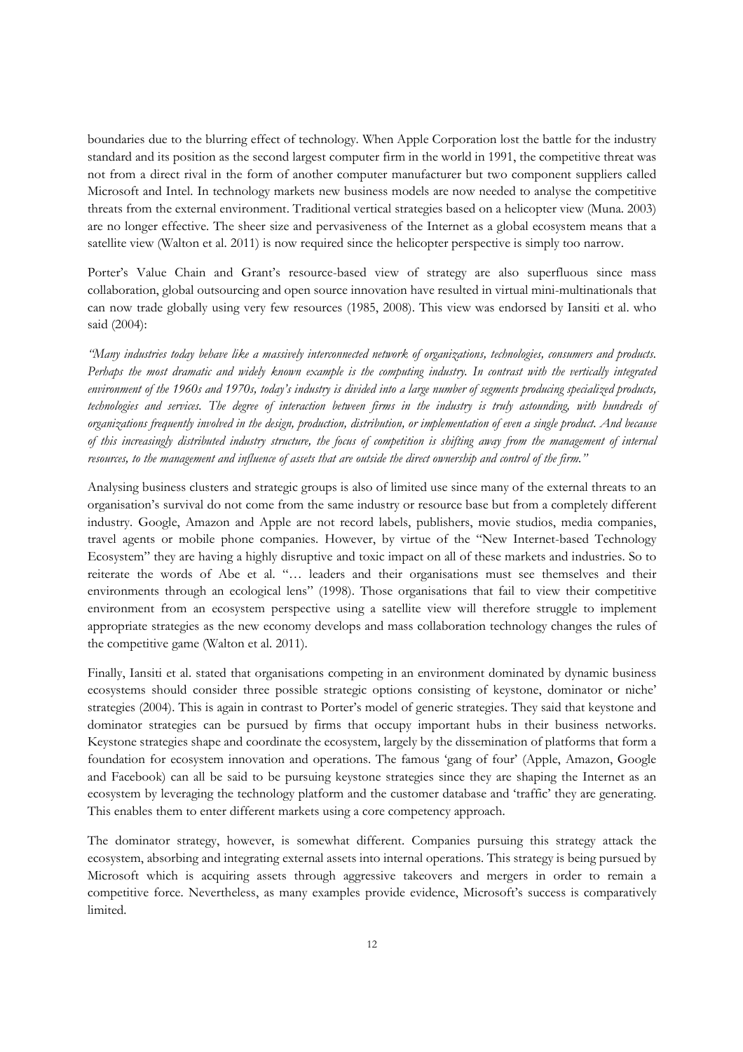boundaries due to the blurring effect of technology. When Apple Corporation lost the battle for the industry standard and its position as the second largest computer firm in the world in 1991, the competitive threat was not from a direct rival in the form of another computer manufacturer but two component suppliers called Microsoft and Intel. In technology markets new business models are now needed to analyse the competitive threats from the external environment. Traditional vertical strategies based on a helicopter view (Muna. 2003) are no longer effective. The sheer size and pervasiveness of the Internet as a global ecosystem means that a satellite view (Walton et al. 2011) is now required since the helicopter perspective is simply too narrow.

Porter's Value Chain and Grant's resource-based view of strategy are also superfluous since mass collaboration, global outsourcing and open source innovation have resulted in virtual mini-multinationals that can now trade globally using very few resources (1985, 2008). This view was endorsed by Iansiti et al. who said (2004):

*"Many industries today behave like a massively interconnected network of organizations, technologies, consumers and products. Perhaps the most dramatic and widely known example is the computing industry. In contrast with the vertically integrated environment of the 1960s and 1970s, today's industry is divided into a large number of segments producing specialized products, technologies and services. The degree of interaction between firms in the industry is truly astounding, with hundreds of organizations frequently involved in the design, production, distribution, or implementation of even a single product. And because of this increasingly distributed industry structure, the focus of competition is shifting away from the management of internal resources, to the management and influence of assets that are outside the direct ownership and control of the firm."*

Analysing business clusters and strategic groups is also of limited use since many of the external threats to an organisation's survival do not come from the same industry or resource base but from a completely different industry. Google, Amazon and Apple are not record labels, publishers, movie studios, media companies, travel agents or mobile phone companies. However, by virtue of the "New Internet-based Technology Ecosystem" they are having a highly disruptive and toxic impact on all of these markets and industries. So to reiterate the words of Abe et al. "… leaders and their organisations must see themselves and their environments through an ecological lens" (1998). Those organisations that fail to view their competitive environment from an ecosystem perspective using a satellite view will therefore struggle to implement appropriate strategies as the new economy develops and mass collaboration technology changes the rules of the competitive game (Walton et al. 2011).

Finally, Iansiti et al. stated that organisations competing in an environment dominated by dynamic business ecosystems should consider three possible strategic options consisting of keystone, dominator or niche' strategies (2004). This is again in contrast to Porter's model of generic strategies. They said that keystone and dominator strategies can be pursued by firms that occupy important hubs in their business networks. Keystone strategies shape and coordinate the ecosystem, largely by the dissemination of platforms that form a foundation for ecosystem innovation and operations. The famous 'gang of four' (Apple, Amazon, Google and Facebook) can all be said to be pursuing keystone strategies since they are shaping the Internet as an ecosystem by leveraging the technology platform and the customer database and 'traffic' they are generating. This enables them to enter different markets using a core competency approach.

The dominator strategy, however, is somewhat different. Companies pursuing this strategy attack the ecosystem, absorbing and integrating external assets into internal operations. This strategy is being pursued by Microsoft which is acquiring assets through aggressive takeovers and mergers in order to remain a competitive force. Nevertheless, as many examples provide evidence, Microsoft's success is comparatively limited.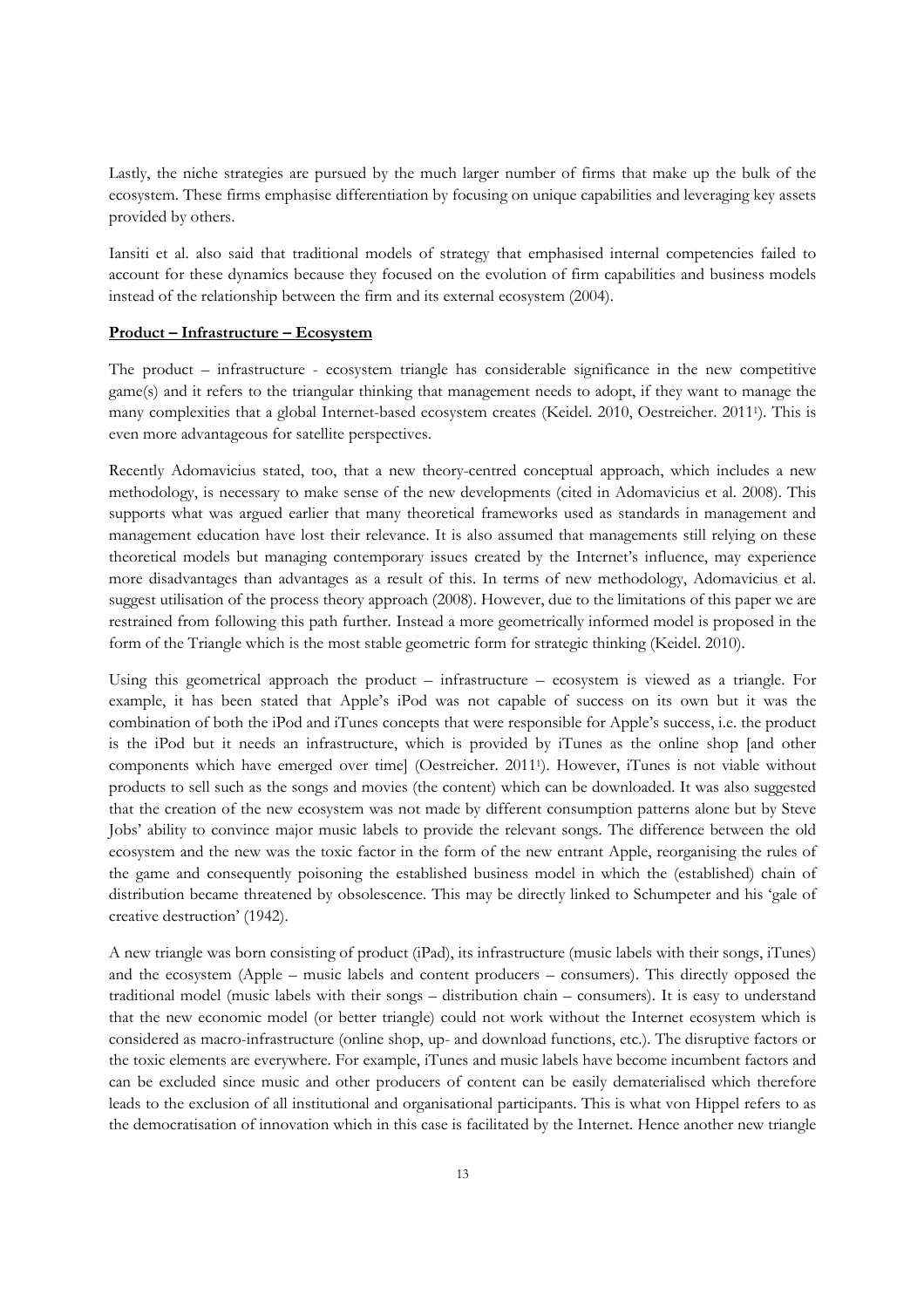Lastly, the niche strategies are pursued by the much larger number of firms that make up the bulk of the ecosystem. These firms emphasise differentiation by focusing on unique capabilities and leveraging key assets provided by others.

Iansiti et al. also said that traditional models of strategy that emphasised internal competencies failed to account for these dynamics because they focused on the evolution of firm capabilities and business models instead of the relationship between the firm and its external ecosystem (2004).

**Product – Infrastructure – Ecosystem**

The product – infrastructure - ecosystem triangle has considerable significance in the new competitive game(s) and it refers to the triangular thinking that management needs to adopt, if they want to manage the many complexities that a global Internet-based ecosystem creates (Keidel. 2010, Oestreicher. 2011[1]). This is even more advantageous for satellite perspectives.

Recently Adomavicius stated, too, that a new theory-centred conceptual approach, which includes a new methodology, is necessary to make sense of the new developments (cited in Adomavicius et al. 2008). This supports what was argued earlier that many theoretical frameworks used as standards in management and management education have lost their relevance. It is also assumed that managements still relying on these theoretical models but managing contemporary issues created by the Internet's influence, may experience more disadvantages than advantages as a result of this. In terms of new methodology, Adomavicius et al. suggest utilisation of the process theory approach (2008). However, due to the limitations of this paper we are restrained from following this path further. Instead a more geometrically informed model is proposed in the form of the Triangle which is the most stable geometric form for strategic thinking (Keidel. 2010).

Using this geometrical approach the product – infrastructure – ecosystem is viewed as a triangle. For example, it has been stated that Apple's iPod was not capable of success on its own but it was the combination of both the iPod and iTunes concepts that were responsible for Apple's success, i.e. the product is the iPod but it needs an infrastructure, which is provided by iTunes as the online shop [and other components which have emerged over time] (Oestreicher. 2011[1]). However, iTunes is not viable without products to sell such as the songs and movies (the content) which can be downloaded. It was also suggested that the creation of the new ecosystem was not made by different consumption patterns alone but by Steve Jobs' ability to convince major music labels to provide the relevant songs. The difference between the old ecosystem and the new was the toxic factor in the form of the new entrant Apple, reorganising the rules of the game and consequently poisoning the established business model in which the (established) chain of distribution became threatened by obsolescence. This may be directly linked to Schumpeter and his 'gale of creative destruction' (1942).

A new triangle was born consisting of product (iPad), its infrastructure (music labels with their songs, iTunes) and the ecosystem (Apple – music labels and content producers – consumers). This directly opposed the traditional model (music labels with their songs – distribution chain – consumers). It is easy to understand that the new economic model (or better triangle) could not work without the Internet ecosystem which is considered as macro-infrastructure (online shop, up- and download functions, etc.). The disruptive factors or the toxic elements are everywhere. For example, iTunes and music labels have become incumbent factors and can be excluded since music and other producers of content can be easily dematerialised which therefore leads to the exclusion of all institutional and organisational participants. This is what von Hippel refers to as the democratisation of innovation which in this case is facilitated by the Internet. Hence another new triangle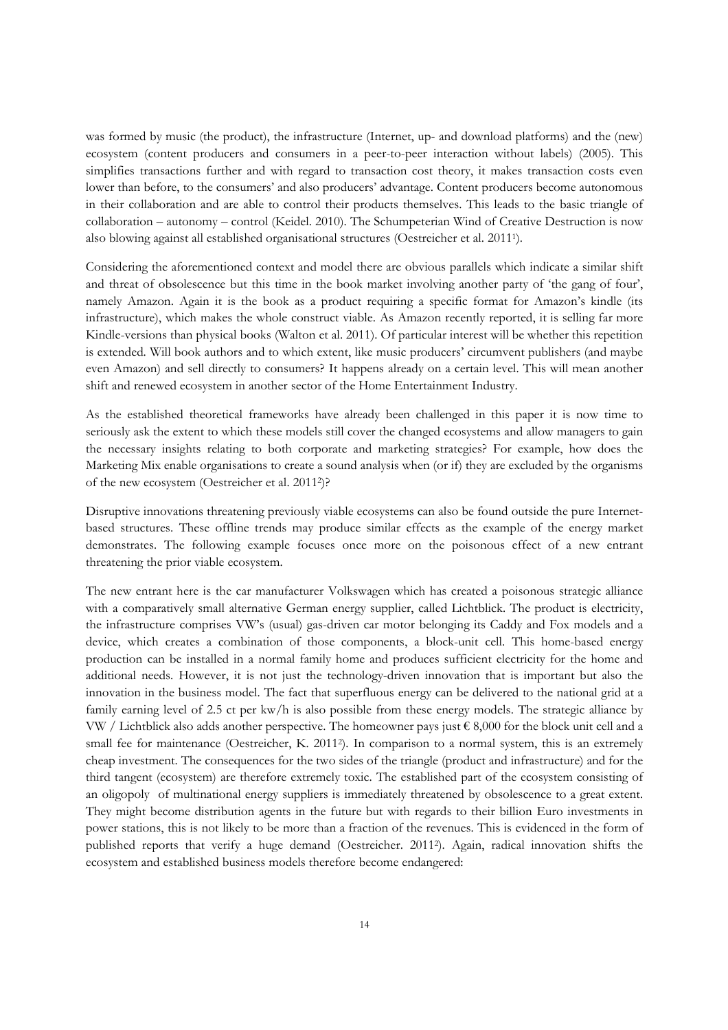was formed by music (the product), the infrastructure (Internet, up- and download platforms) and the (new) ecosystem (content producers and consumers in a peer-to-peer interaction without labels) (2005). This simplifies transactions further and with regard to transaction cost theory, it makes transaction costs even lower than before, to the consumers' and also producers' advantage. Content producers become autonomous in their collaboration and are able to control their products themselves. This leads to the basic triangle of collaboration – autonomy – control (Keidel. 2010). The Schumpeterian Wind of Creative Destruction is now also blowing against all established organisational structures (Oestreicher et al. 2011[1]).

Considering the aforementioned context and model there are obvious parallels which indicate a similar shift and threat of obsolescence but this time in the book market involving another party of 'the gang of four', namely Amazon. Again it is the book as a product requiring a specific format for Amazon's kindle (its infrastructure), which makes the whole construct viable. As Amazon recently reported, it is selling far more Kindle-versions than physical books (Walton et al. 2011). Of particular interest will be whether this repetition is extended. Will book authors and to which extent, like music producers' circumvent publishers (and maybe even Amazon) and sell directly to consumers? It happens already on a certain level. This will mean another shift and renewed ecosystem in another sector of the Home Entertainment Industry.

As the established theoretical frameworks have already been challenged in this paper it is now time to seriously ask the extent to which these models still cover the changed ecosystems and allow managers to gain the necessary insights relating to both corporate and marketing strategies? For example, how does the Marketing Mix enable organisations to create a sound analysis when (or if) they are excluded by the organisms of the new ecosystem (Oestreicher et al. 2011[2])?

Disruptive innovations threatening previously viable ecosystems can also be found outside the pure Internet-based structures. These offline trends may produce similar effects as the example of the energy market demonstrates. The following example focuses once more on the poisonous effect of a new entrant threatening the prior viable ecosystem.

The new entrant here is the car manufacturer Volkswagen which has created a poisonous strategic alliance with a comparatively small alternative German energy supplier, called Lichtblick. The product is electricity, the infrastructure comprises VW's (usual) gas-driven car motor belonging its Caddy and Fox models and a device, which creates a combination of those components, a block-unit cell. This home-based energy production can be installed in a normal family home and produces sufficient electricity for the home and additional needs. However, it is not just the technology-driven innovation that is important but also the innovation in the business model. The fact that superfluous energy can be delivered to the national grid at a family earning level of 2.5 ct per kw/h is also possible from these energy models. The strategic alliance by VW / Lichtblick also adds another perspective. The homeowner pays just € 8,000 for the block unit cell and a small fee for maintenance (Oestreicher, K. 2011[2]). In comparison to a normal system, this is an extremely cheap investment. The consequences for the two sides of the triangle (product and infrastructure) and for the third tangent (ecosystem) are therefore extremely toxic. The established part of the ecosystem consisting of an oligopoly of multinational energy suppliers is immediately threatened by obsolescence to a great extent. They might become distribution agents in the future but with regards to their billion Euro investments in power stations, this is not likely to be more than a fraction of the revenues. This is evidenced in the form of published reports that verify a huge demand (Oestreicher. 2011[2]). Again, radical innovation shifts the ecosystem and established business models therefore become endangered: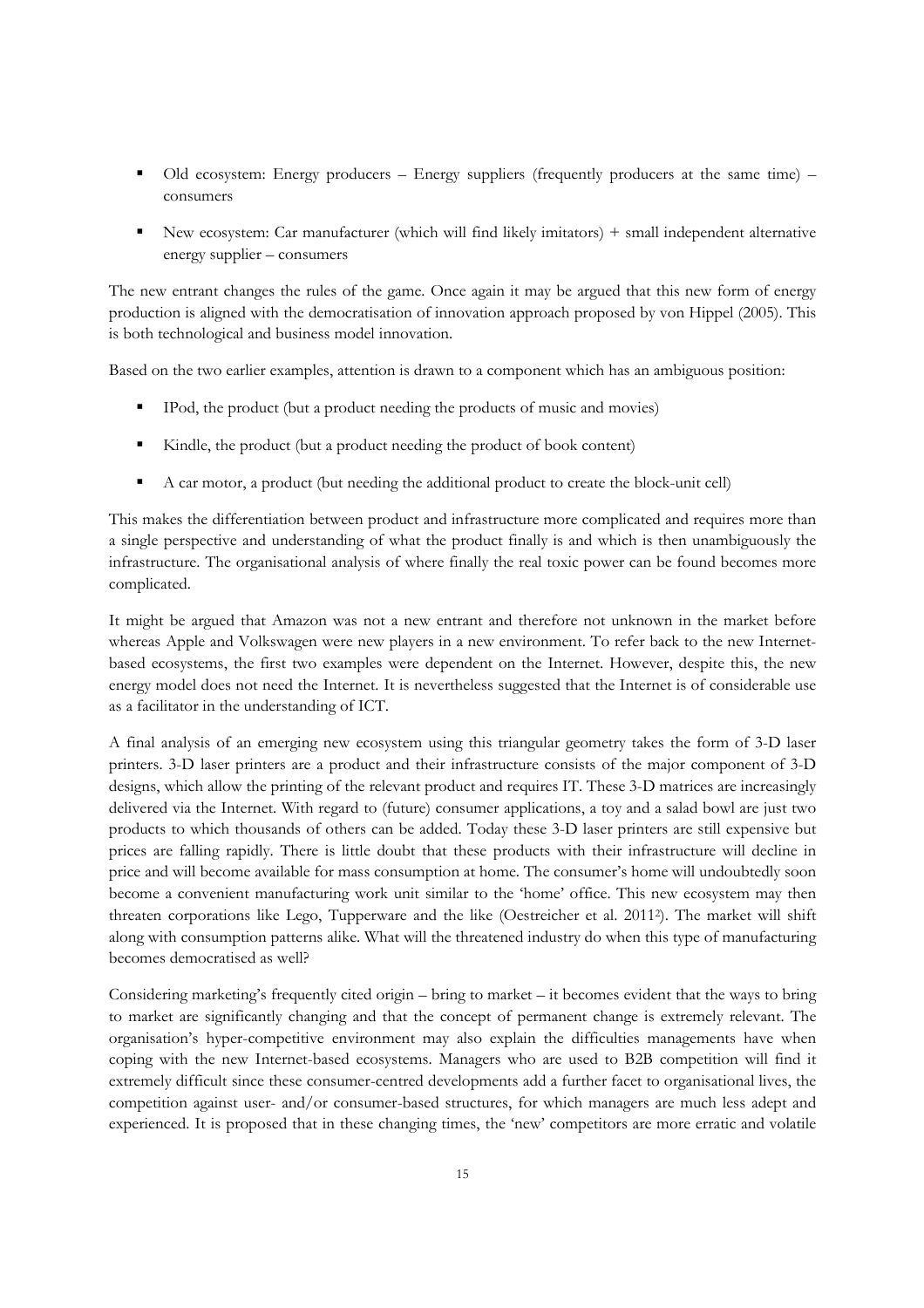- Old ecosystem: Energy producers – Energy suppliers (frequently producers at the same time) – consumers
- New ecosystem: Car manufacturer (which will find likely imitators) + small independent alternative energy supplier – consumers

The new entrant changes the rules of the game. Once again it may be argued that this new form of energy production is aligned with the democratisation of innovation approach proposed by von Hippel (2005). This is both technological and business model innovation.

Based on the two earlier examples, attention is drawn to a component which has an ambiguous position:

- IPod, the product (but a product needing the products of music and movies)
- Kindle, the product (but a product needing the product of book content)
- A car motor, a product (but needing the additional product to create the block-unit cell)

This makes the differentiation between product and infrastructure more complicated and requires more than a single perspective and understanding of what the product finally is and which is then unambiguously the infrastructure. The organisational analysis of where finally the real toxic power can be found becomes more complicated.

It might be argued that Amazon was not a new entrant and therefore not unknown in the market before whereas Apple and Volkswagen were new players in a new environment. To refer back to the new Internet-based ecosystems, the first two examples were dependent on the Internet. However, despite this, the new energy model does not need the Internet. It is nevertheless suggested that the Internet is of considerable use as a facilitator in the understanding of ICT.

A final analysis of an emerging new ecosystem using this triangular geometry takes the form of 3-D laser printers. 3-D laser printers are a product and their infrastructure consists of the major component of 3-D designs, which allow the printing of the relevant product and requires IT. These 3-D matrices are increasingly delivered via the Internet. With regard to (future) consumer applications, a toy and a salad bowl are just two products to which thousands of others can be added. Today these 3-D laser printers are still expensive but prices are falling rapidly. There is little doubt that these products with their infrastructure will decline in price and will become available for mass consumption at home. The consumer's home will undoubtedly soon become a convenient manufacturing work unit similar to the 'home' office. This new ecosystem may then threaten corporations like Lego, Tupperware and the like (Oestreicher et al. 2011[2]). The market will shift along with consumption patterns alike. What will the threatened industry do when this type of manufacturing becomes democratised as well?

Considering marketing's frequently cited origin – bring to market – it becomes evident that the ways to bring to market are significantly changing and that the concept of permanent change is extremely relevant. The organisation's hyper-competitive environment may also explain the difficulties managements have when coping with the new Internet-based ecosystems. Managers who are used to B2B competition will find it extremely difficult since these consumer-centred developments add a further facet to organisational lives, the competition against user- and/or consumer-based structures, for which managers are much less adept and experienced. It is proposed that in these changing times, the 'new' competitors are more erratic and volatile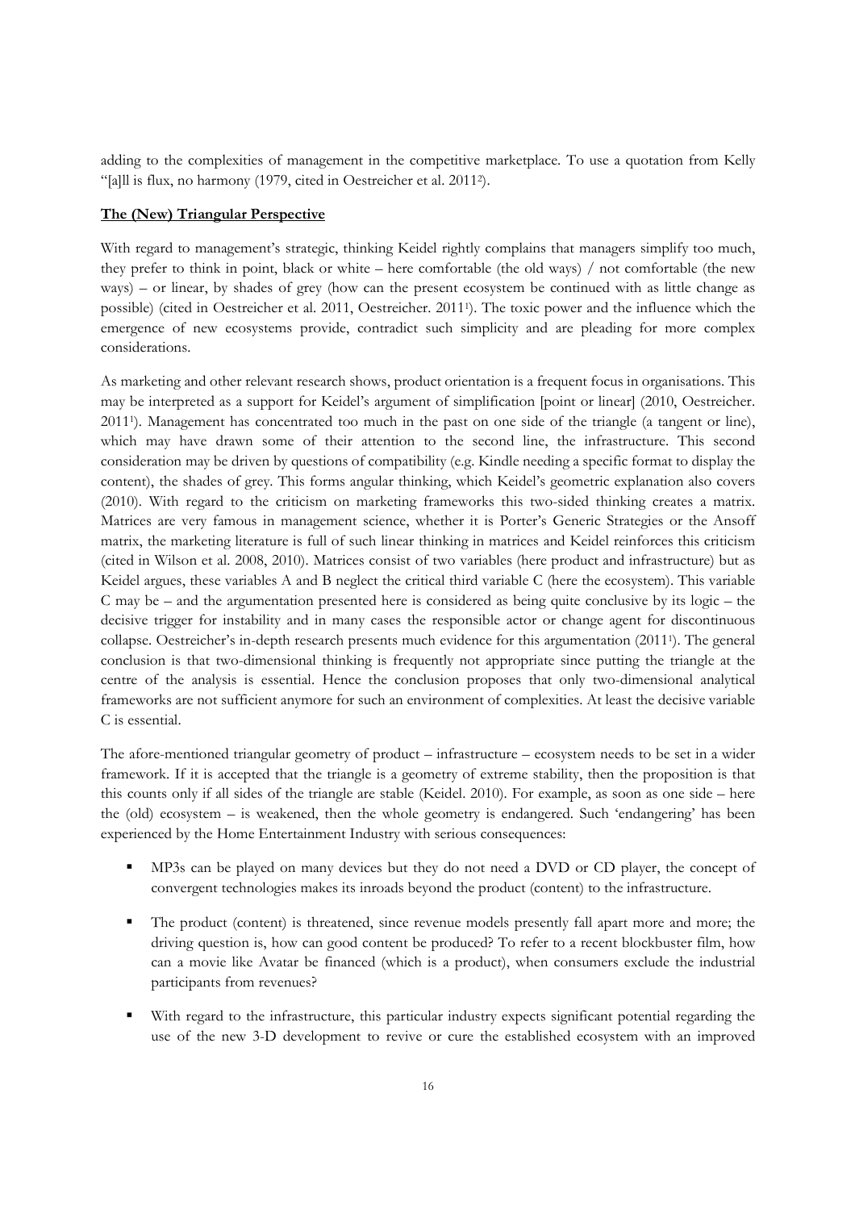adding to the complexities of management in the competitive marketplace. To use a quotation from Kelly "[a]ll is flux, no harmony (1979, cited in Oestreicher et al. 2011[2]).

**The (New) Triangular Perspective**

With regard to management's strategic, thinking Keidel rightly complains that managers simplify too much, they prefer to think in point, black or white – here comfortable (the old ways) / not comfortable (the new ways) – or linear, by shades of grey (how can the present ecosystem be continued with as little change as possible) (cited in Oestreicher et al. 2011, Oestreicher. 2011[1]). The toxic power and the influence which the emergence of new ecosystems provide, contradict such simplicity and are pleading for more complex considerations.

As marketing and other relevant research shows, product orientation is a frequent focus in organisations. This may be interpreted as a support for Keidel's argument of simplification [point or linear] (2010, Oestreicher. 2011[1]). Management has concentrated too much in the past on one side of the triangle (a tangent or line), which may have drawn some of their attention to the second line, the infrastructure. This second consideration may be driven by questions of compatibility (e.g. Kindle needing a specific format to display the content), the shades of grey. This forms angular thinking, which Keidel's geometric explanation also covers (2010). With regard to the criticism on marketing frameworks this two-sided thinking creates a matrix. Matrices are very famous in management science, whether it is Porter's Generic Strategies or the Ansoff matrix, the marketing literature is full of such linear thinking in matrices and Keidel reinforces this criticism (cited in Wilson et al. 2008, 2010). Matrices consist of two variables (here product and infrastructure) but as Keidel argues, these variables A and B neglect the critical third variable C (here the ecosystem). This variable C may be – and the argumentation presented here is considered as being quite conclusive by its logic – the decisive trigger for instability and in many cases the responsible actor or change agent for discontinuous collapse. Oestreicher's in-depth research presents much evidence for this argumentation (2011[1]). The general conclusion is that two-dimensional thinking is frequently not appropriate since putting the triangle at the centre of the analysis is essential. Hence the conclusion proposes that only two-dimensional analytical frameworks are not sufficient anymore for such an environment of complexities. At least the decisive variable C is essential.

The afore-mentioned triangular geometry of product – infrastructure – ecosystem needs to be set in a wider framework. If it is accepted that the triangle is a geometry of extreme stability, then the proposition is that this counts only if all sides of the triangle are stable (Keidel. 2010). For example, as soon as one side – here the (old) ecosystem – is weakened, then the whole geometry is endangered. Such 'endangering' has been experienced by the Home Entertainment Industry with serious consequences:

- MP3s can be played on many devices but they do not need a DVD or CD player, the concept of convergent technologies makes its inroads beyond the product (content) to the infrastructure.
- The product (content) is threatened, since revenue models presently fall apart more and more; the driving question is, how can good content be produced? To refer to a recent blockbuster film, how can a movie like Avatar be financed (which is a product), when consumers exclude the industrial participants from revenues?
- With regard to the infrastructure, this particular industry expects significant potential regarding the use of the new 3-D development to revive or cure the established ecosystem with an improved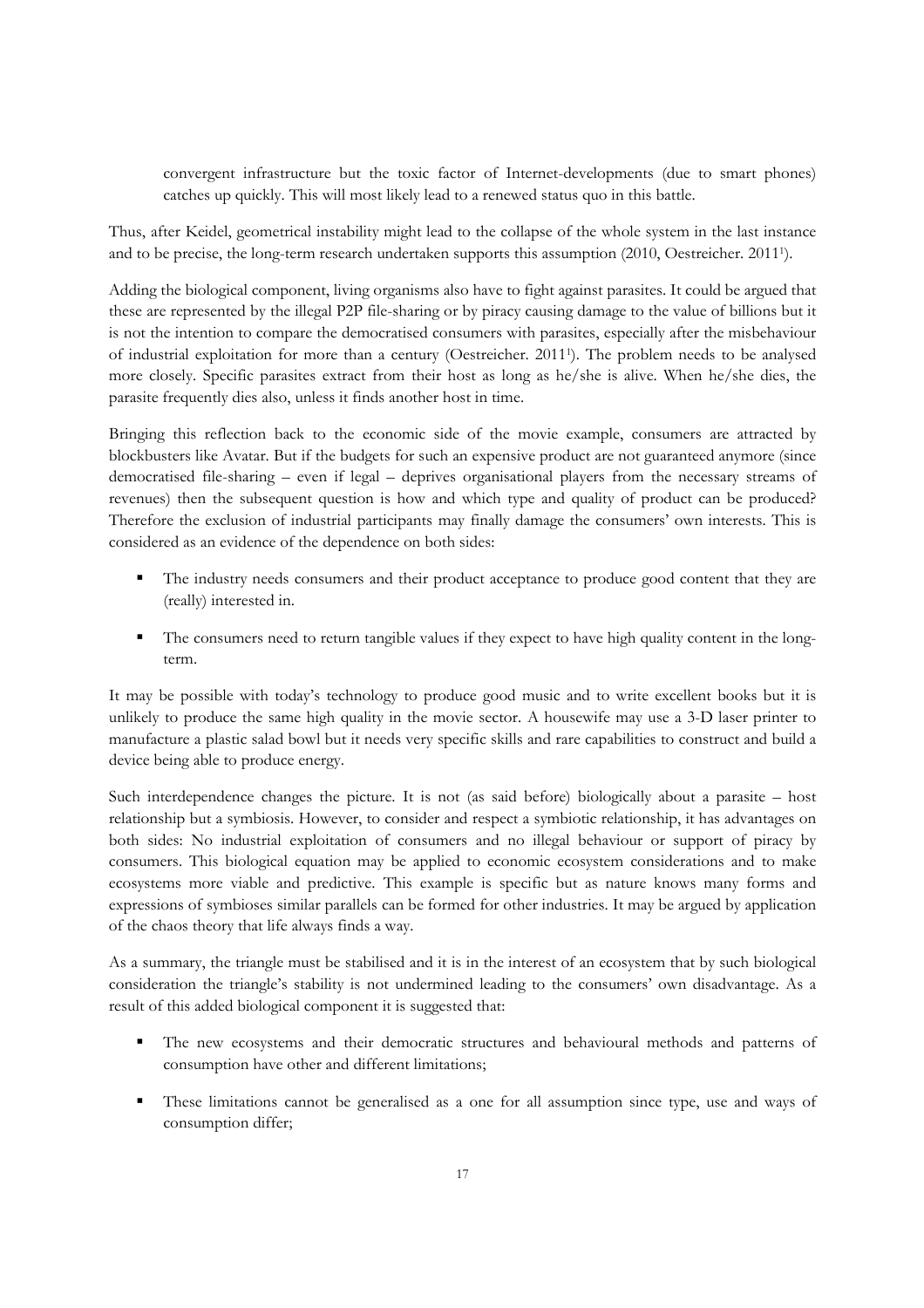convergent infrastructure but the toxic factor of Internet-developments (due to smart phones) catches up quickly. This will most likely lead to a renewed status quo in this battle.

Thus, after Keidel, geometrical instability might lead to the collapse of the whole system in the last instance and to be precise, the long-term research undertaken supports this assumption (2010, Oestreicher. 2011[1]).

Adding the biological component, living organisms also have to fight against parasites. It could be argued that these are represented by the illegal P2P file-sharing or by piracy causing damage to the value of billions but it is not the intention to compare the democratised consumers with parasites, especially after the misbehaviour of industrial exploitation for more than a century (Oestreicher. 2011[1]). The problem needs to be analysed more closely. Specific parasites extract from their host as long as he/she is alive. When he/she dies, the parasite frequently dies also, unless it finds another host in time.

Bringing this reflection back to the economic side of the movie example, consumers are attracted by blockbusters like Avatar. But if the budgets for such an expensive product are not guaranteed anymore (since democratised file-sharing – even if legal – deprives organisational players from the necessary streams of revenues) then the subsequent question is how and which type and quality of product can be produced? Therefore the exclusion of industrial participants may finally damage the consumers' own interests. This is considered as an evidence of the dependence on both sides:

- The industry needs consumers and their product acceptance to produce good content that they are (really) interested in.
- The consumers need to return tangible values if they expect to have high quality content in the long-term.

It may be possible with today's technology to produce good music and to write excellent books but it is unlikely to produce the same high quality in the movie sector. A housewife may use a 3-D laser printer to manufacture a plastic salad bowl but it needs very specific skills and rare capabilities to construct and build a device being able to produce energy.

Such interdependence changes the picture. It is not (as said before) biologically about a parasite – host relationship but a symbiosis. However, to consider and respect a symbiotic relationship, it has advantages on both sides: No industrial exploitation of consumers and no illegal behaviour or support of piracy by consumers. This biological equation may be applied to economic ecosystem considerations and to make ecosystems more viable and predictive. This example is specific but as nature knows many forms and expressions of symbioses similar parallels can be formed for other industries. It may be argued by application of the chaos theory that life always finds a way.

As a summary, the triangle must be stabilised and it is in the interest of an ecosystem that by such biological consideration the triangle's stability is not undermined leading to the consumers' own disadvantage. As a result of this added biological component it is suggested that:

- The new ecosystems and their democratic structures and behavioural methods and patterns of consumption have other and different limitations;
- These limitations cannot be generalised as a one for all assumption since type, use and ways of consumption differ;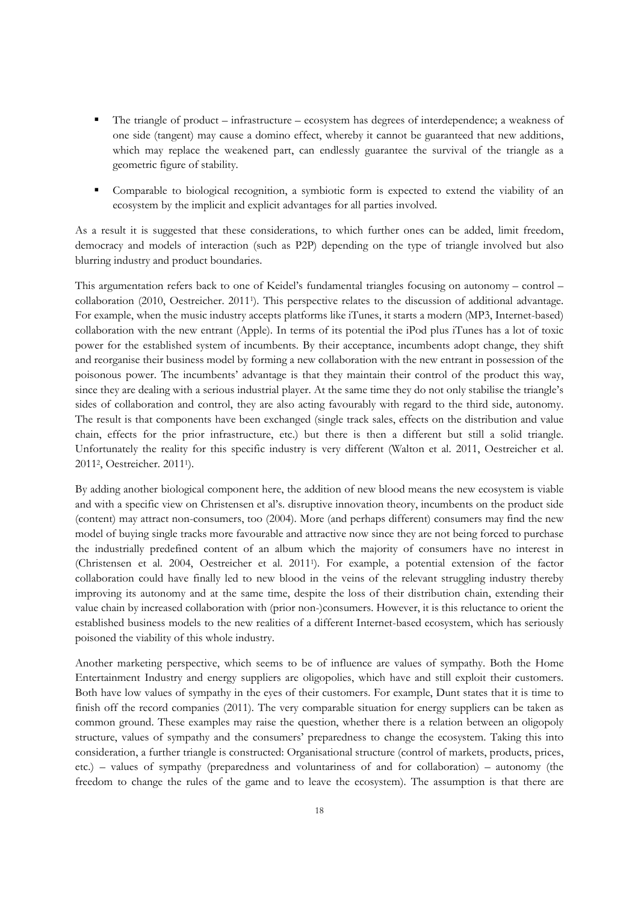- The triangle of product – infrastructure – ecosystem has degrees of interdependence; a weakness of one side (tangent) may cause a domino effect, whereby it cannot be guaranteed that new additions, which may replace the weakened part, can endlessly guarantee the survival of the triangle as a geometric figure of stability.

- Comparable to biological recognition, a symbiotic form is expected to extend the viability of an ecosystem by the implicit and explicit advantages for all parties involved.

As a result it is suggested that these considerations, to which further ones can be added, limit freedom, democracy and models of interaction (such as P2P) depending on the type of triangle involved but also blurring industry and product boundaries.

This argumentation refers back to one of Keidel's fundamental triangles focusing on autonomy – control – collaboration (2010, Oestreicher. 2011[1]). This perspective relates to the discussion of additional advantage. For example, when the music industry accepts platforms like iTunes, it starts a modern (MP3, Internet-based) collaboration with the new entrant (Apple). In terms of its potential the iPod plus iTunes has a lot of toxic power for the established system of incumbents. By their acceptance, incumbents adopt change, they shift and reorganise their business model by forming a new collaboration with the new entrant in possession of the poisonous power. The incumbents' advantage is that they maintain their control of the product this way, since they are dealing with a serious industrial player. At the same time they do not only stabilise the triangle's sides of collaboration and control, they are also acting favourably with regard to the third side, autonomy. The result is that components have been exchanged (single track sales, effects on the distribution and value chain, effects for the prior infrastructure, etc.) but there is then a different but still a solid triangle. Unfortunately the reality for this specific industry is very different (Walton et al. 2011, Oestreicher et al. 2011[2], Oestreicher. 2011[1]).

By adding another biological component here, the addition of new blood means the new ecosystem is viable and with a specific view on Christensen et al's. disruptive innovation theory, incumbents on the product side (content) may attract non-consumers, too (2004). More (and perhaps different) consumers may find the new model of buying single tracks more favourable and attractive now since they are not being forced to purchase the industrially predefined content of an album which the majority of consumers have no interest in (Christensen et al. 2004, Oestreicher et al. 2011[1]). For example, a potential extension of the factor collaboration could have finally led to new blood in the veins of the relevant struggling industry thereby improving its autonomy and at the same time, despite the loss of their distribution chain, extending their value chain by increased collaboration with (prior non-)consumers. However, it is this reluctance to orient the established business models to the new realities of a different Internet-based ecosystem, which has seriously poisoned the viability of this whole industry.

Another marketing perspective, which seems to be of influence are values of sympathy. Both the Home Entertainment Industry and energy suppliers are oligopolies, which have and still exploit their customers. Both have low values of sympathy in the eyes of their customers. For example, Dunt states that it is time to finish off the record companies (2011). The very comparable situation for energy suppliers can be taken as common ground. These examples may raise the question, whether there is a relation between an oligopoly structure, values of sympathy and the consumers' preparedness to change the ecosystem. Taking this into consideration, a further triangle is constructed: Organisational structure (control of markets, products, prices, etc.) – values of sympathy (preparedness and voluntariness of and for collaboration) – autonomy (the freedom to change the rules of the game and to leave the ecosystem). The assumption is that there are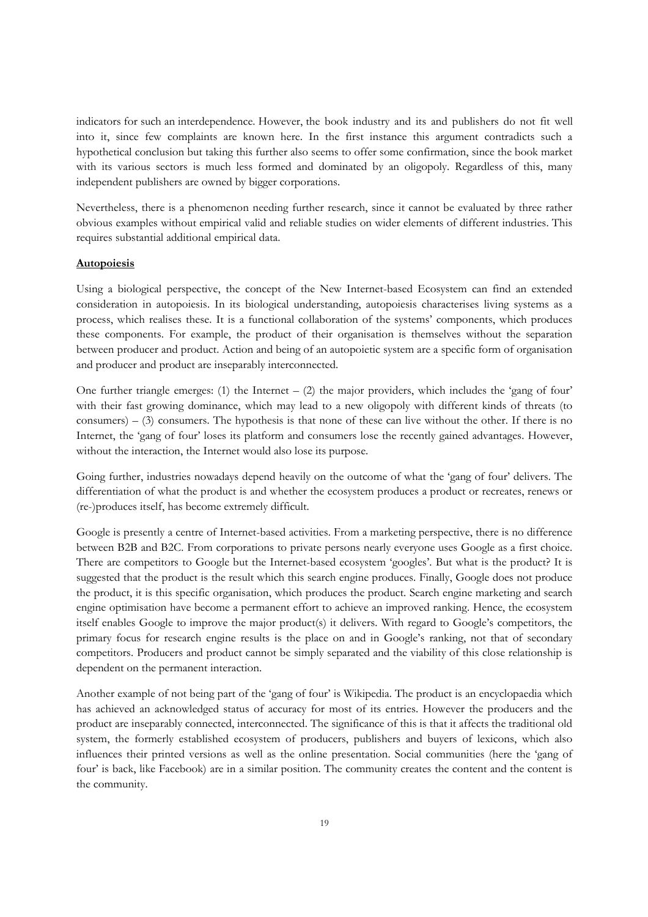indicators for such an interdependence. However, the book industry and its and publishers do not fit well into it, since few complaints are known here. In the first instance this argument contradicts such a hypothetical conclusion but taking this further also seems to offer some confirmation, since the book market with its various sectors is much less formed and dominated by an oligopoly. Regardless of this, many independent publishers are owned by bigger corporations.

Nevertheless, there is a phenomenon needing further research, since it cannot be evaluated by three rather obvious examples without empirical valid and reliable studies on wider elements of different industries. This requires substantial additional empirical data.

**Autopoiesis**

Using a biological perspective, the concept of the New Internet-based Ecosystem can find an extended consideration in autopoiesis. In its biological understanding, autopoiesis characterises living systems as a process, which realises these. It is a functional collaboration of the systems' components, which produces these components. For example, the product of their organisation is themselves without the separation between producer and product. Action and being of an autopoietic system are a specific form of organisation and producer and product are inseparably interconnected.

One further triangle emerges: (1) the Internet – (2) the major providers, which includes the 'gang of four' with their fast growing dominance, which may lead to a new oligopoly with different kinds of threats (to consumers) – (3) consumers. The hypothesis is that none of these can live without the other. If there is no Internet, the 'gang of four' loses its platform and consumers lose the recently gained advantages. However, without the interaction, the Internet would also lose its purpose.

Going further, industries nowadays depend heavily on the outcome of what the 'gang of four' delivers. The differentiation of what the product is and whether the ecosystem produces a product or recreates, renews or (re-)produces itself, has become extremely difficult.

Google is presently a centre of Internet-based activities. From a marketing perspective, there is no difference between B2B and B2C. From corporations to private persons nearly everyone uses Google as a first choice. There are competitors to Google but the Internet-based ecosystem 'googles'. But what is the product? It is suggested that the product is the result which this search engine produces. Finally, Google does not produce the product, it is this specific organisation, which produces the product. Search engine marketing and search engine optimisation have become a permanent effort to achieve an improved ranking. Hence, the ecosystem itself enables Google to improve the major product(s) it delivers. With regard to Google's competitors, the primary focus for research engine results is the place on and in Google's ranking, not that of secondary competitors. Producers and product cannot be simply separated and the viability of this close relationship is dependent on the permanent interaction.

Another example of not being part of the 'gang of four' is Wikipedia. The product is an encyclopaedia which has achieved an acknowledged status of accuracy for most of its entries. However the producers and the product are inseparably connected, interconnected. The significance of this is that it affects the traditional old system, the formerly established ecosystem of producers, publishers and buyers of lexicons, which also influences their printed versions as well as the online presentation. Social communities (here the 'gang of four' is back, like Facebook) are in a similar position. The community creates the content and the content is the community.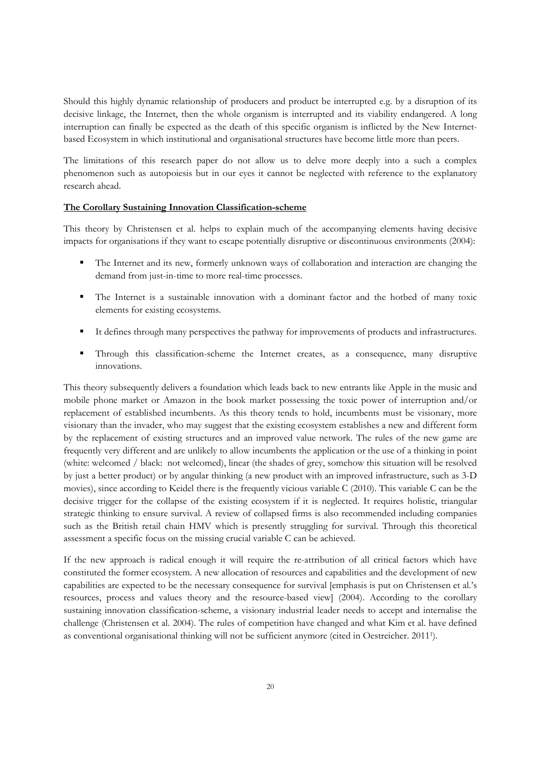Should this highly dynamic relationship of producers and product be interrupted e.g. by a disruption of its decisive linkage, the Internet, then the whole organism is interrupted and its viability endangered. A long interruption can finally be expected as the death of this specific organism is inflicted by the New Internet-based Ecosystem in which institutional and organisational structures have become little more than peers.

The limitations of this research paper do not allow us to delve more deeply into a such a complex phenomenon such as autopoiesis but in our eyes it cannot be neglected with reference to the explanatory research ahead.

**The Corollary Sustaining Innovation Classification-scheme**

This theory by Christensen et al. helps to explain much of the accompanying elements having decisive impacts for organisations if they want to escape potentially disruptive or discontinuous environments (2004):

- The Internet and its new, formerly unknown ways of collaboration and interaction are changing the demand from just-in-time to more real-time processes.
- The Internet is a sustainable innovation with a dominant factor and the hotbed of many toxic elements for existing ecosystems.
- It defines through many perspectives the pathway for improvements of products and infrastructures.
- Through this classification-scheme the Internet creates, as a consequence, many disruptive innovations.

This theory subsequently delivers a foundation which leads back to new entrants like Apple in the music and mobile phone market or Amazon in the book market possessing the toxic power of interruption and/or replacement of established incumbents. As this theory tends to hold, incumbents must be visionary, more visionary than the invader, who may suggest that the existing ecosystem establishes a new and different form by the replacement of existing structures and an improved value network. The rules of the new game are frequently very different and are unlikely to allow incumbents the application or the use of a thinking in point (white: welcomed / black: not welcomed), linear (the shades of grey, somehow this situation will be resolved by just a better product) or by angular thinking (a new product with an improved infrastructure, such as 3-D movies), since according to Keidel there is the frequently vicious variable C (2010). This variable C can be the decisive trigger for the collapse of the existing ecosystem if it is neglected. It requires holistic, triangular strategic thinking to ensure survival. A review of collapsed firms is also recommended including companies such as the British retail chain HMV which is presently struggling for survival. Through this theoretical assessment a specific focus on the missing crucial variable C can be achieved.

If the new approach is radical enough it will require the re-attribution of all critical factors which have constituted the former ecosystem. A new allocation of resources and capabilities and the development of new capabilities are expected to be the necessary consequence for survival [emphasis is put on Christensen et al.'s resources, process and values theory and the resource-based view] (2004). According to the corollary sustaining innovation classification-scheme, a visionary industrial leader needs to accept and internalise the challenge (Christensen et al. 2004). The rules of competition have changed and what Kim et al. have defined as conventional organisational thinking will not be sufficient anymore (cited in Oestreicher. 2011[1]).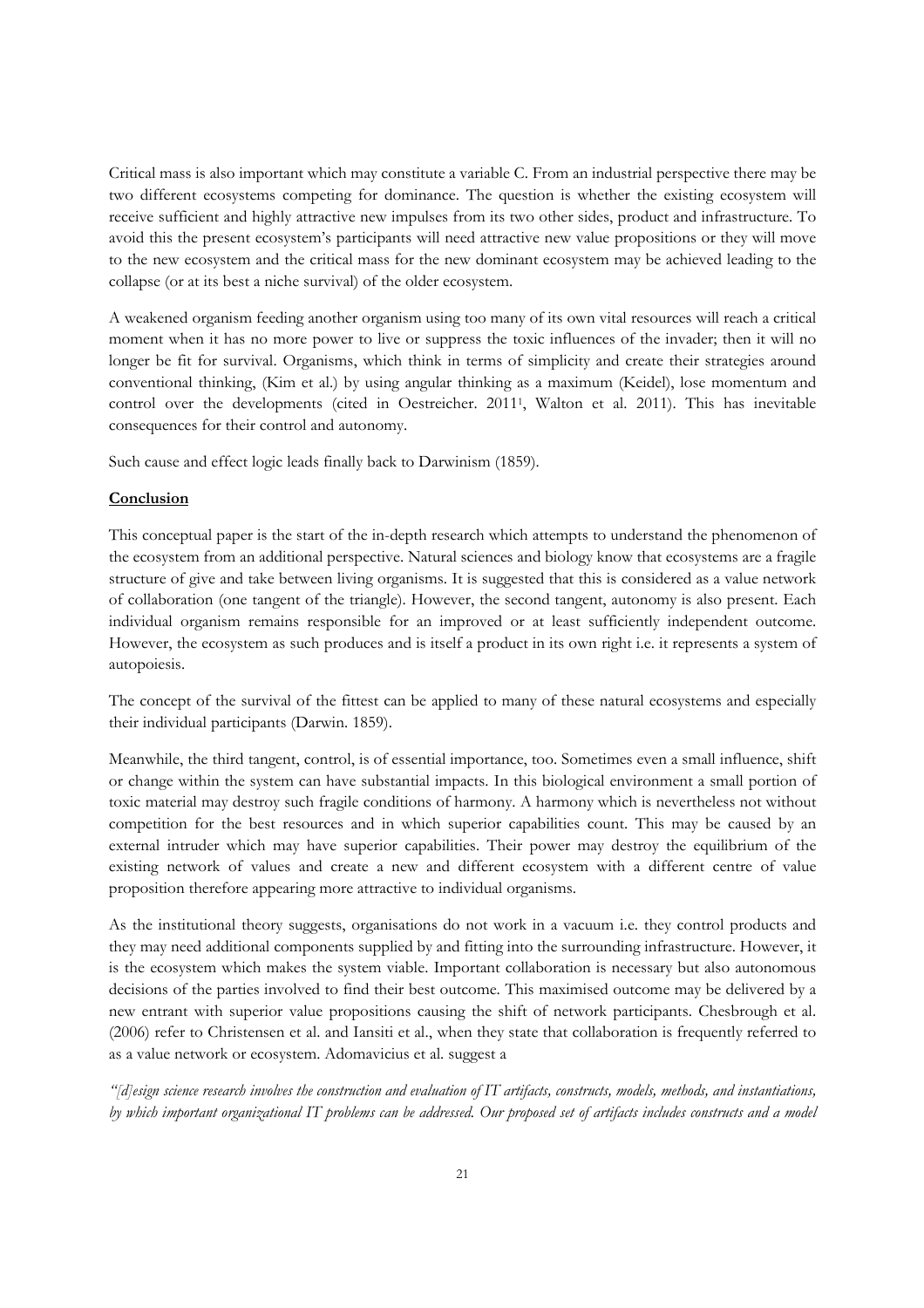Critical mass is also important which may constitute a variable C. From an industrial perspective there may be two different ecosystems competing for dominance. The question is whether the existing ecosystem will receive sufficient and highly attractive new impulses from its two other sides, product and infrastructure. To avoid this the present ecosystem's participants will need attractive new value propositions or they will move to the new ecosystem and the critical mass for the new dominant ecosystem may be achieved leading to the collapse (or at its best a niche survival) of the older ecosystem.

A weakened organism feeding another organism using too many of its own vital resources will reach a critical moment when it has no more power to live or suppress the toxic influences of the invader; then it will no longer be fit for survival. Organisms, which think in terms of simplicity and create their strategies around conventional thinking, (Kim et al.) by using angular thinking as a maximum (Keidel), lose momentum and control over the developments (cited in Oestreicher. 2011[1], Walton et al. 2011). This has inevitable consequences for their control and autonomy.

Such cause and effect logic leads finally back to Darwinism (1859).

## Conclusion

This conceptual paper is the start of the in-depth research which attempts to understand the phenomenon of the ecosystem from an additional perspective. Natural sciences and biology know that ecosystems are a fragile structure of give and take between living organisms. It is suggested that this is considered as a value network of collaboration (one tangent of the triangle). However, the second tangent, autonomy is also present. Each individual organism remains responsible for an improved or at least sufficiently independent outcome. However, the ecosystem as such produces and is itself a product in its own right i.e. it represents a system of autopoiesis.

The concept of the survival of the fittest can be applied to many of these natural ecosystems and especially their individual participants (Darwin. 1859).

Meanwhile, the third tangent, control, is of essential importance, too. Sometimes even a small influence, shift or change within the system can have substantial impacts. In this biological environment a small portion of toxic material may destroy such fragile conditions of harmony. A harmony which is nevertheless not without competition for the best resources and in which superior capabilities count. This may be caused by an external intruder which may have superior capabilities. Their power may destroy the equilibrium of the existing network of values and create a new and different ecosystem with a different centre of value proposition therefore appearing more attractive to individual organisms.

As the institutional theory suggests, organisations do not work in a vacuum i.e. they control products and they may need additional components supplied by and fitting into the surrounding infrastructure. However, it is the ecosystem which makes the system viable. Important collaboration is necessary but also autonomous decisions of the parties involved to find their best outcome. This maximised outcome may be delivered by a new entrant with superior value propositions causing the shift of network participants. Chesbrough et al. (2006) refer to Christensen et al. and Iansiti et al., when they state that collaboration is frequently referred to as a value network or ecosystem. Adomavicius et al. suggest a

*"[d]esign science research involves the construction and evaluation of IT artifacts, constructs, models, methods, and instantiations, by which important organizational IT problems can be addressed. Our proposed set of artifacts includes constructs and a model*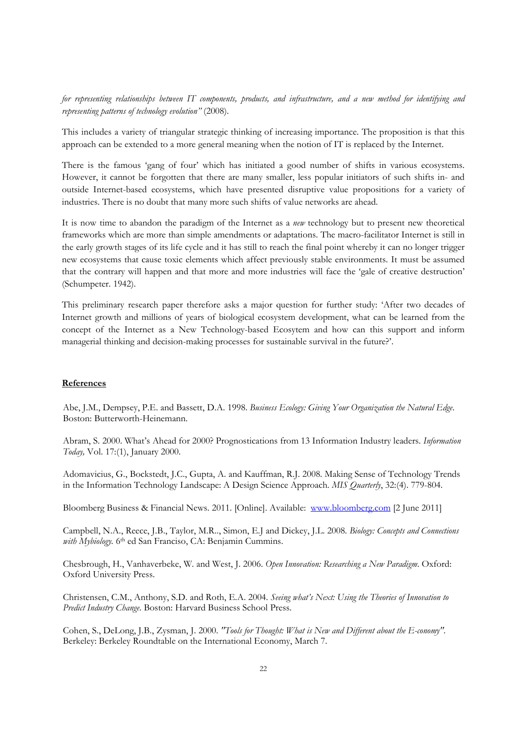*for representing relationships between IT components, products, and infrastructure, and a new method for identifying and representing patterns of technology evolution"* (2008).

This includes a variety of triangular strategic thinking of increasing importance. The proposition is that this approach can be extended to a more general meaning when the notion of IT is replaced by the Internet.

There is the famous 'gang of four' which has initiated a good number of shifts in various ecosystems. However, it cannot be forgotten that there are many smaller, less popular initiators of such shifts in- and outside Internet-based ecosystems, which have presented disruptive value propositions for a variety of industries. There is no doubt that many more such shifts of value networks are ahead.

It is now time to abandon the paradigm of the Internet as a *new* technology but to present new theoretical frameworks which are more than simple amendments or adaptations. The macro-facilitator Internet is still in the early growth stages of its life cycle and it has still to reach the final point whereby it can no longer trigger new ecosystems that cause toxic elements which affect previously stable environments. It must be assumed that the contrary will happen and that more and more industries will face the 'gale of creative destruction' (Schumpeter. 1942).

This preliminary research paper therefore asks a major question for further study: 'After two decades of Internet growth and millions of years of biological ecosystem development, what can be learned from the concept of the Internet as a New Technology-based Ecosytem and how can this support and inform managerial thinking and decision-making processes for sustainable survival in the future?'.

## References

Abe, J.M., Dempsey, P.E. and Bassett, D.A. 1998. *Business Ecology: Giving Your Organization the Natural Edge*. Boston: Butterworth-Heinemann.

Abram, S. 2000. What's Ahead for 2000? Prognostications from 13 Information Industry leaders. *Information Today,* Vol. 17:(1), January 2000.

Adomavicius, G., Bockstedt, J.C., Gupta, A. and Kauffman, R.J. 2008. Making Sense of Technology Trends in the Information Technology Landscape: A Design Science Approach. *MIS Quarterly*, 32:(4). 779-804.

Bloomberg Business & Financial News. 2011. [Online]. Available: www.bloomberg.com [2 June 2011]

Campbell, N.A., Reece, J.B., Taylor, M.R.., Simon, E.J and Dickey, J.L. 2008. *Biology: Concepts and Connections with Mybiology.* 6th ed San Franciso, CA: Benjamin Cummins.

Chesbrough, H., Vanhaverbeke, W. and West, J. 2006. *Open Innovation: Researching a New Paradigm*. Oxford: Oxford University Press.

Christensen, C.M., Anthony, S.D. and Roth, E.A. 2004. *Seeing what's Next: Using the Theories of Innovation to Predict Industry Change*. Boston: Harvard Business School Press.

Cohen, S., DeLong, J.B., Zysman, J. 2000. *"Tools for Thought: What is New and Different about the E-conomy"*. Berkeley: Berkeley Roundtable on the International Economy, March 7.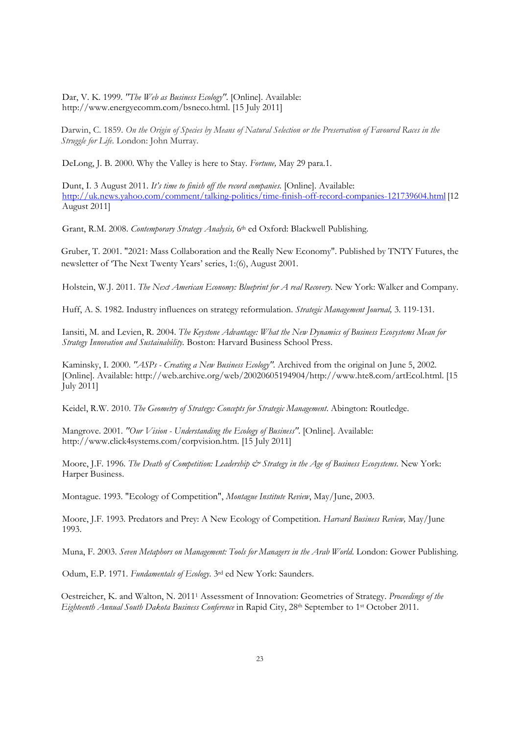Dar, V. K. 1999. *"The Web as Business Ecology"*. [Online]. Available: http://www.energyecomm.com/bsneco.html. [15 July 2011]

Darwin, C. 1859. *On the Origin of Species by Means of Natural Selection or the Preservation of Favoured Races in the Struggle for Life.* London: John Murray.

DeLong, J. B. 2000. Why the Valley is here to Stay. *Fortune,* May 29 para.1.

Dunt, I. 3 August 2011. *It's time to finish off the record companies.* [Online]. Available: http://uk.news.yahoo.com/comment/talking-politics/time-finish-off-record-companies-121739604.html [12 August 2011]

Grant, R.M. 2008. *Contemporary Strategy Analysis,* 6th ed Oxford: Blackwell Publishing.

Gruber, T. 2001. "2021: Mass Collaboration and the Really New Economy". Published by TNTY Futures, the newsletter of 'The Next Twenty Years' series, 1:(6), August 2001.

Holstein, W.J. 2011. *The Next American Economy: Blueprint for A real Recovery.* New York: Walker and Company.

Huff, A. S. 1982. Industry influences on strategy reformulation. *Strategic Management Journal,* 3. 119-131.

Iansiti, M. and Levien, R. 2004. *The Keystone Advantage: What the New Dynamics of Business Ecosystems Mean for Strategy Innovation and Sustainability.* Boston: Harvard Business School Press.

Kaminsky, I. 2000. *"ASPs - Creating a New Business Ecology"*. Archived from the original on June 5, 2002. [Online]. Available: http://web.archive.org/web/20020605194904/http://www.hte8.com/artEcol.html. [15 July 2011]

Keidel, R.W. 2010. *The Geometry of Strategy: Concepts for Strategic Management*. Abington: Routledge.

Mangrove. 2001. *"Our Vision - Understanding the Ecology of Business"*. [Online]. Available: http://www.click4systems.com/corpvision.htm. [15 July 2011]

Moore, J.F. 1996. *The Death of Competition: Leadership & Strategy in the Age of Business Ecosystems.* New York: Harper Business.

Montague. 1993. "Ecology of Competition", *Montague Institute Review*, May/June, 2003.

Moore, J.F. 1993. Predators and Prey: A New Ecology of Competition. *Harvard Business Review,* May/June 1993.

Muna, F. 2003. *Seven Metaphors on Management: Tools for Managers in the Arab World.* London: Gower Publishing.

Odum, E.P. 1971. *Fundamentals of Ecology.* 3rd ed New York: Saunders.

Oestreicher, K. and Walton, N. 2011[1] Assessment of Innovation: Geometries of Strategy. *Proceedings of the Eighteenth Annual South Dakota Business Conference* in Rapid City, 28th September to 1st October 2011.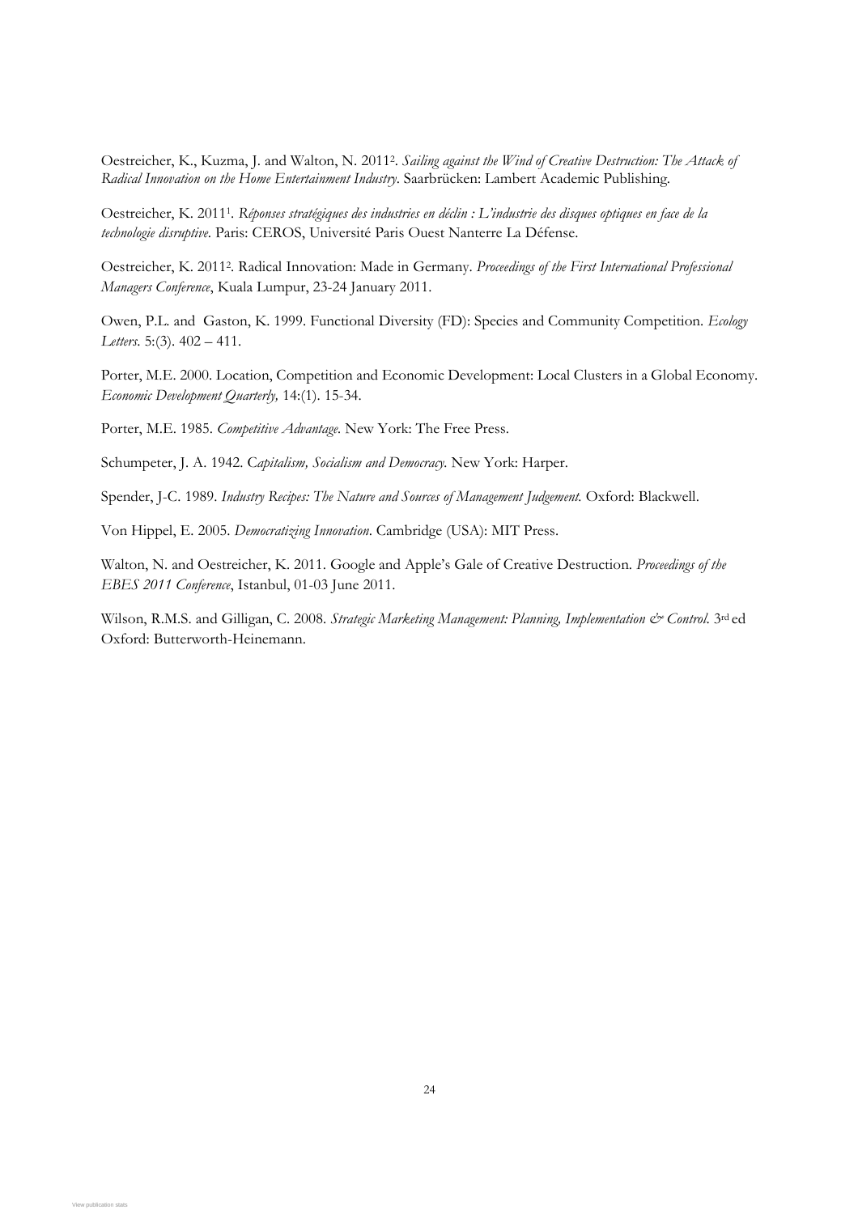Oestreicher, K., Kuzma, J. and Walton, N. 2011[2]. *Sailing against the Wind of Creative Destruction: The Attack of Radical Innovation on the Home Entertainment Industry*. Saarbrücken: Lambert Academic Publishing.

Oestreicher, K. 2011[1]. *Réponses stratégiques des industries en déclin : L'industrie des disques optiques en face de la technologie disruptive.* Paris: CEROS, Université Paris Ouest Nanterre La Défense.

Oestreicher, K. 2011[2]. Radical Innovation: Made in Germany. *Proceedings of the First International Professional Managers Conference*, Kuala Lumpur, 23-24 January 2011.

Owen, P.L. and Gaston, K. 1999. Functional Diversity (FD): Species and Community Competition. *Ecology Letters.* 5:(3). 402 – 411.

Porter, M.E. 2000. Location, Competition and Economic Development: Local Clusters in a Global Economy. *Economic Development Quarterly,* 14:(1). 15-34.

Porter, M.E. 1985. *Competitive Advantage.* New York: The Free Press.

Schumpeter, J. A. 1942. *Capitalism, Socialism and Democracy.* New York: Harper.

Spender, J-C. 1989. *Industry Recipes: The Nature and Sources of Management Judgement.* Oxford: Blackwell.

Von Hippel, E. 2005. *Democratizing Innovation*. Cambridge (USA): MIT Press.

Walton, N. and Oestreicher, K. 2011. Google and Apple's Gale of Creative Destruction. *Proceedings of the EBES 2011 Conference*, Istanbul, 01-03 June 2011.

Wilson, R.M.S. and Gilligan, C. 2008. *Strategic Marketing Management: Planning, Implementation & Control.* 3rd ed Oxford: Butterworth-Heinemann.